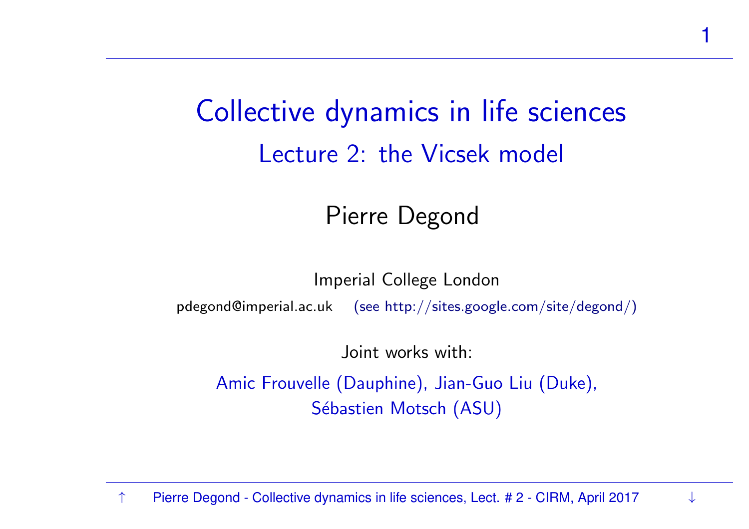# Collective dynamics in life sciences

## Lecture 2: the Vicsek model

Pierre Degond

Imperial College London

pdegond@imperial.ac.uk (see http://sites.google.com/site/degond/)

Joint works with:

Amic Frouvelle (Dauphine), Jian-Guo Liu (Duke), Sébastien Motsch (ASU)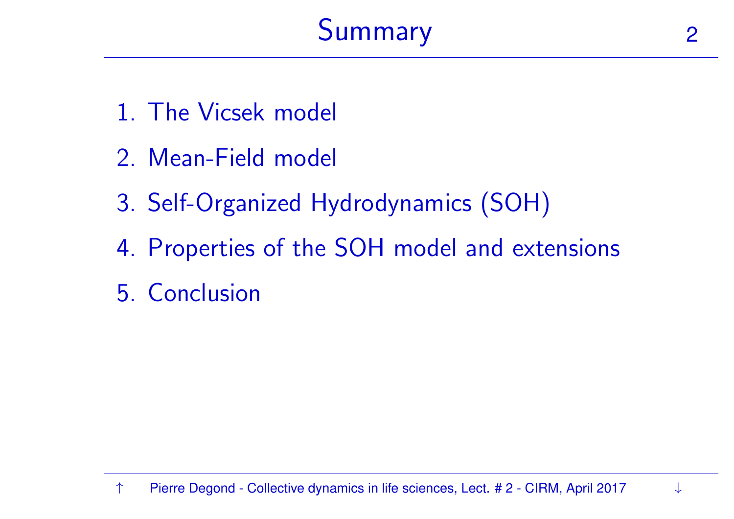# Summary

1. The Vicsek model
2. Mean-Field model
3. Self-Organized Hydrodynamics (SOH)
4. Properties of the SOH model and extensions
5. Conclusion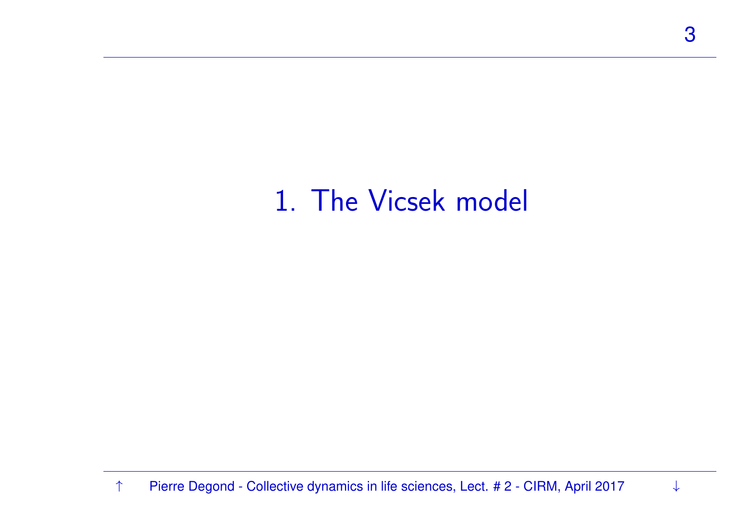# 1. The Vicsek model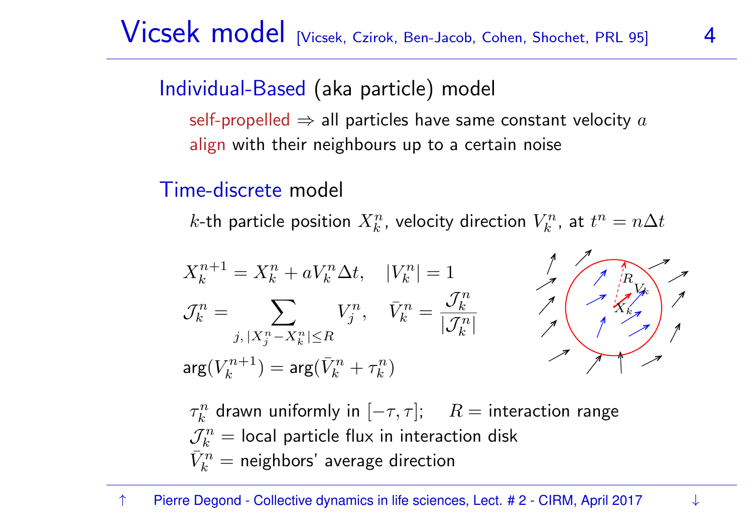# Vicsek model [Vicsek, Czirok, Ben-Jacob, Cohen, Shochet, PRL 95]

## Individual-Based (aka particle) model

- self-propelled $\Rightarrow$ all particles have same constant velocity $a$
- align with their neighbours up to a certain noise

## Time-discrete model

$k$-th particle position $X_k^n$, velocity direction $V_k^n$, at $t^n = n\Delta t$

$$X_k^{n+1} = X_k^n + a V_k^n \Delta t, \quad |V_k^n| = 1$$

$$\mathcal{J}_k^n = \sum_{j,\, |X_j^n - X_k^n| \le R} V_j^n, \quad \bar{V}_k^n = \frac{\mathcal{J}_k^n}{|\mathcal{J}_k^n|}$$

$$\arg(V_k^{n+1}) = \arg(\bar{V}_k^n + \tau_k^n)$$

$\tau_k^n$ drawn uniformly in $[-\tau, \tau]$; $\quad R =$ interaction range

$\mathcal{J}_k^n =$ local particle flux in interaction disk

$\bar{V}_k^n =$ neighbors' average direction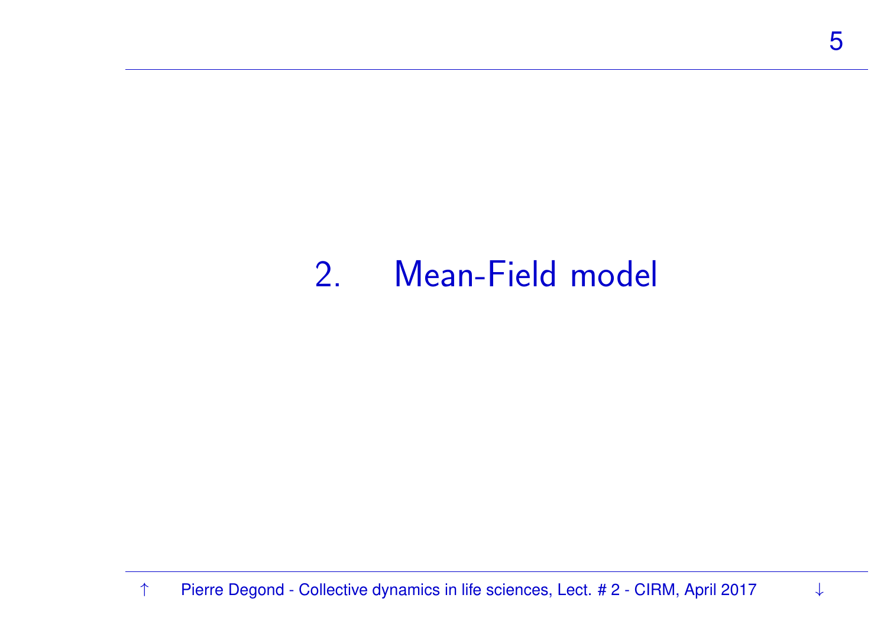# 2. Mean-Field model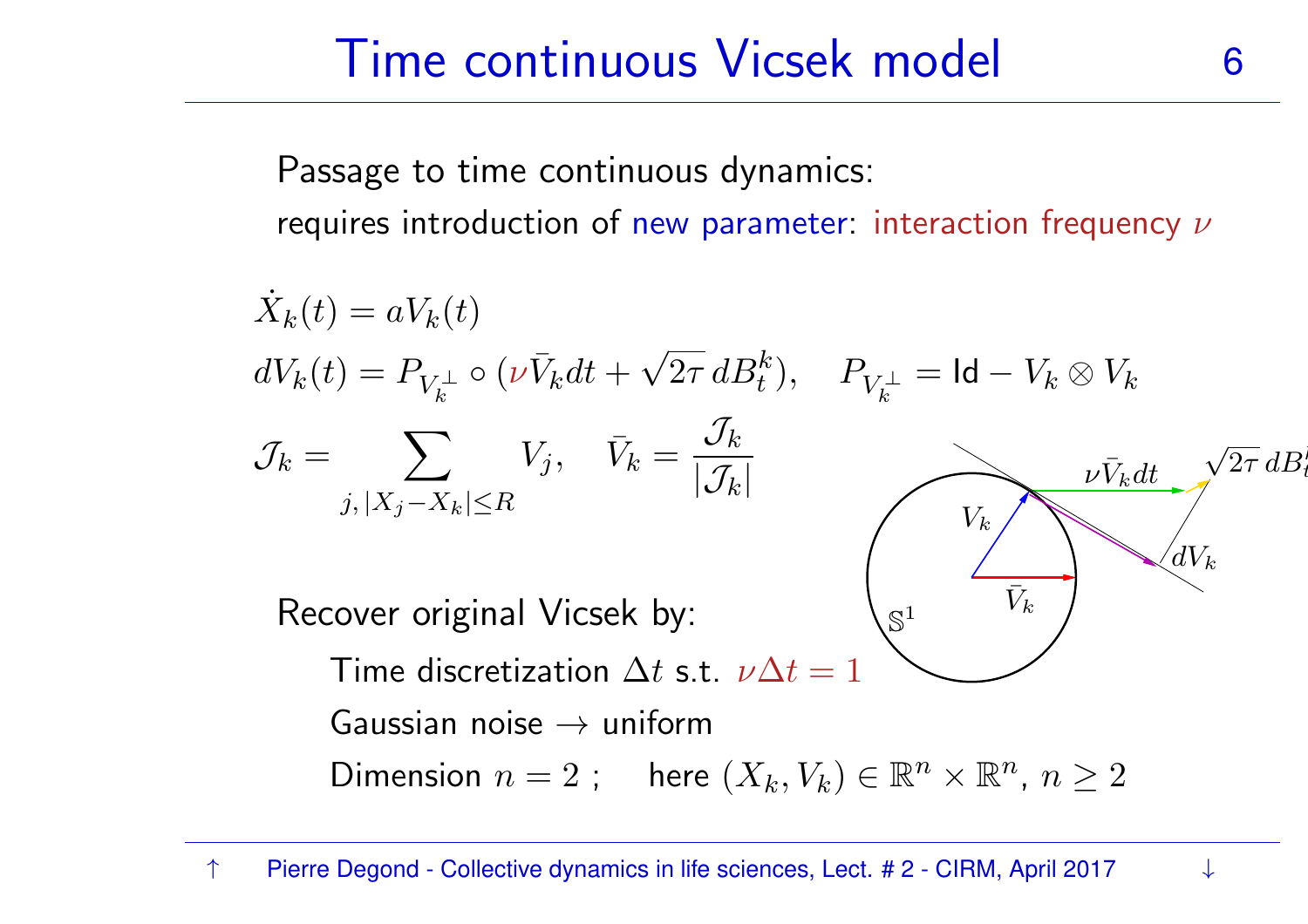# Time continuous Vicsek model

Passage to time continuous dynamics:

requires introduction of new parameter: interaction frequency $\nu$

$$\dot{X}_k(t) = aV_k(t)$$

$$dV_k(t) = P_{V_k^\perp} \circ (\nu \bar{V}_k dt + \sqrt{2\tau}\, dB_t^k), \quad P_{V_k^\perp} = \mathsf{Id} - V_k \otimes V_k$$

$$\mathcal{J}_k = \sum_{j,\, |X_j - X_k| \leq R} V_j, \quad \bar{V}_k = \frac{\mathcal{J}_k}{|\mathcal{J}_k|}$$

Recover original Vicsek by:

- Time discretization $\Delta t$ s.t. $\nu \Delta t = 1$
- Gaussian noise $\to$ uniform
- Dimension $n = 2$ ; here $(X_k, V_k) \in \mathbb{R}^n \times \mathbb{R}^n$, $n \geq 2$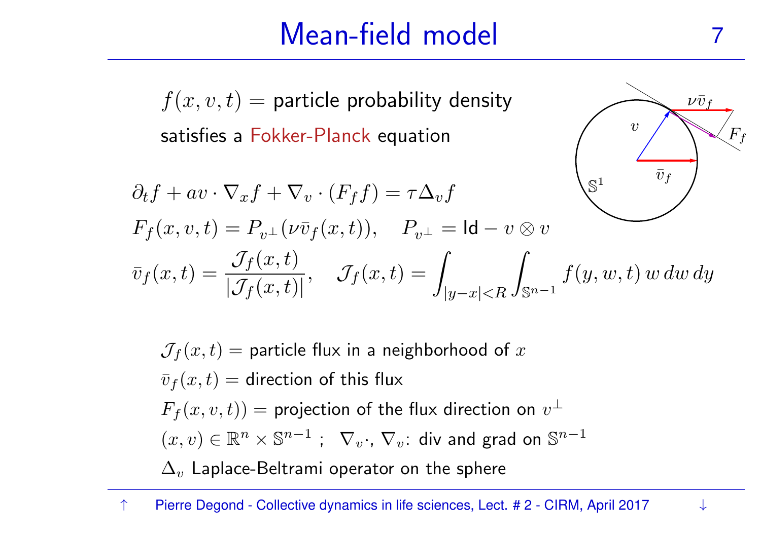# Mean-field model

$f(x,v,t) =$ particle probability density

satisfies a Fokker-Planck equation

$$\partial_t f + a v \cdot \nabla_x f + \nabla_v \cdot (F_f f) = \tau \Delta_v f$$

$$F_f(x,v,t) = P_{v^\perp}(\nu \bar{v}_f(x,t)), \quad P_{v^\perp} = \mathsf{Id} - v \otimes v$$

$$\bar{v}_f(x,t) = \frac{\mathcal{J}_f(x,t)}{|\mathcal{J}_f(x,t)|}, \quad \mathcal{J}_f(x,t) = \int_{|y-x|<R} \int_{\mathbb{S}^{n-1}} f(y,w,t)\, w \, dw \, dy$$

$\mathcal{J}_f(x,t) =$ particle flux in a neighborhood of $x$

$\bar{v}_f(x,t) =$ direction of this flux

$F_f(x,v,t)) =$ projection of the flux direction on $v^\perp$

$(x,v) \in \mathbb{R}^n \times \mathbb{S}^{n-1}$ ; $\nabla_v \cdot$, $\nabla_v$: div and grad on $\mathbb{S}^{n-1}$

$\Delta_v$ Laplace-Beltrami operator on the sphere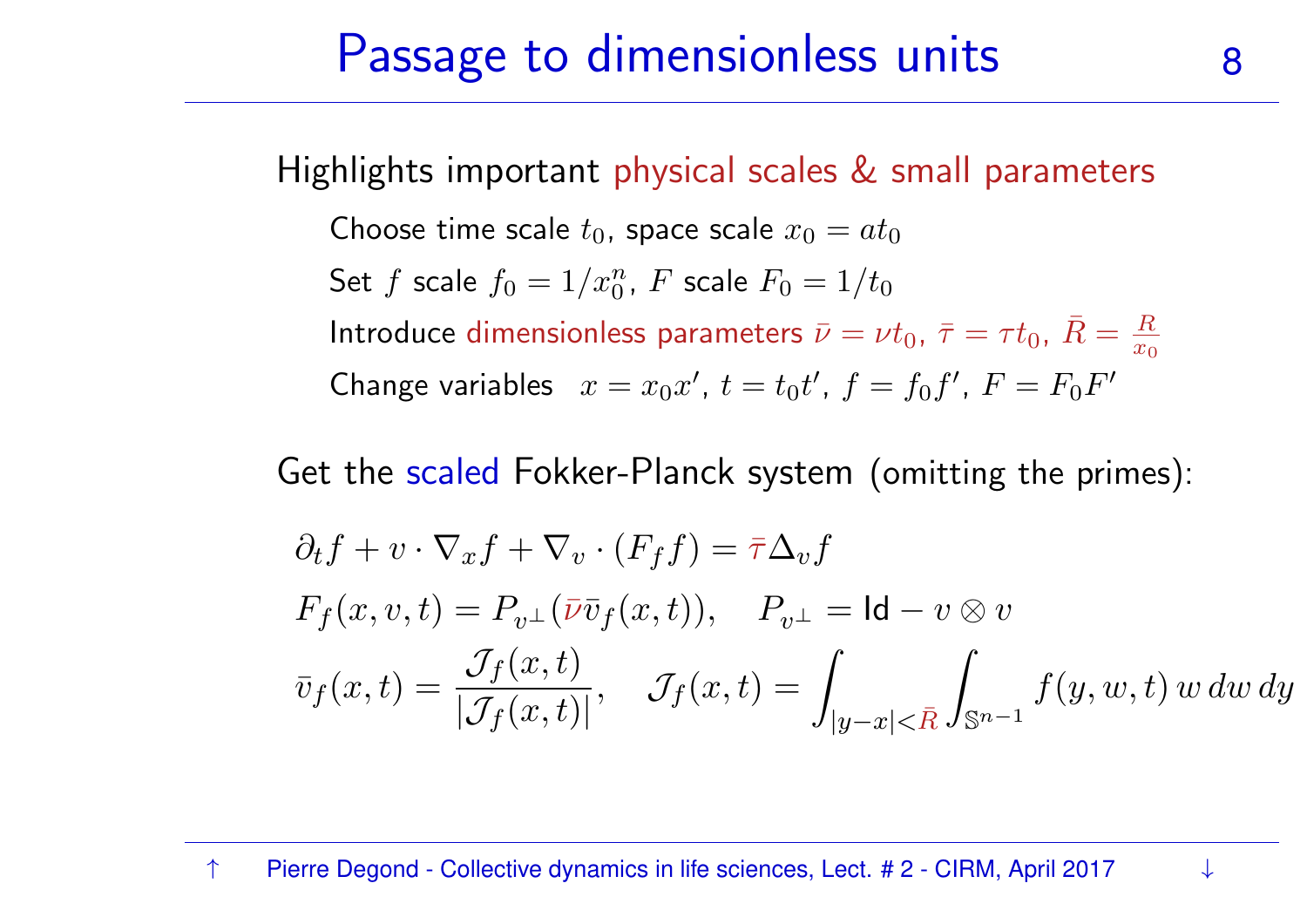# Passage to dimensionless units

Highlights important physical scales & small parameters

- Choose time scale $t_0$, space scale $x_0 = a t_0$
- Set $f$ scale $f_0 = 1/x_0^n$, $F$ scale $F_0 = 1/t_0$
- Introduce dimensionless parameters $\bar{\nu} = \nu t_0$, $\bar{\tau} = \tau t_0$, $\bar{R} = \frac{R}{x_0}$
- Change variables $x = x_0 x'$, $t = t_0 t'$, $f = f_0 f'$, $F = F_0 F'$

Get the scaled Fokker-Planck system (omitting the primes):

$$\partial_t f + v \cdot \nabla_x f + \nabla_v \cdot (F_f f) = \bar{\tau} \Delta_v f$$

$$F_f(x, v, t) = P_{v^\perp}(\bar{\nu} \bar{v}_f(x, t)), \quad P_{v^\perp} = \mathsf{Id} - v \otimes v$$

$$\bar{v}_f(x, t) = \frac{\mathcal{J}_f(x, t)}{|\mathcal{J}_f(x, t)|}, \quad \mathcal{J}_f(x, t) = \int_{|y-x|<\bar{R}} \int_{\mathbb{S}^{n-1}} f(y, w, t)\, w \, dw \, dy$$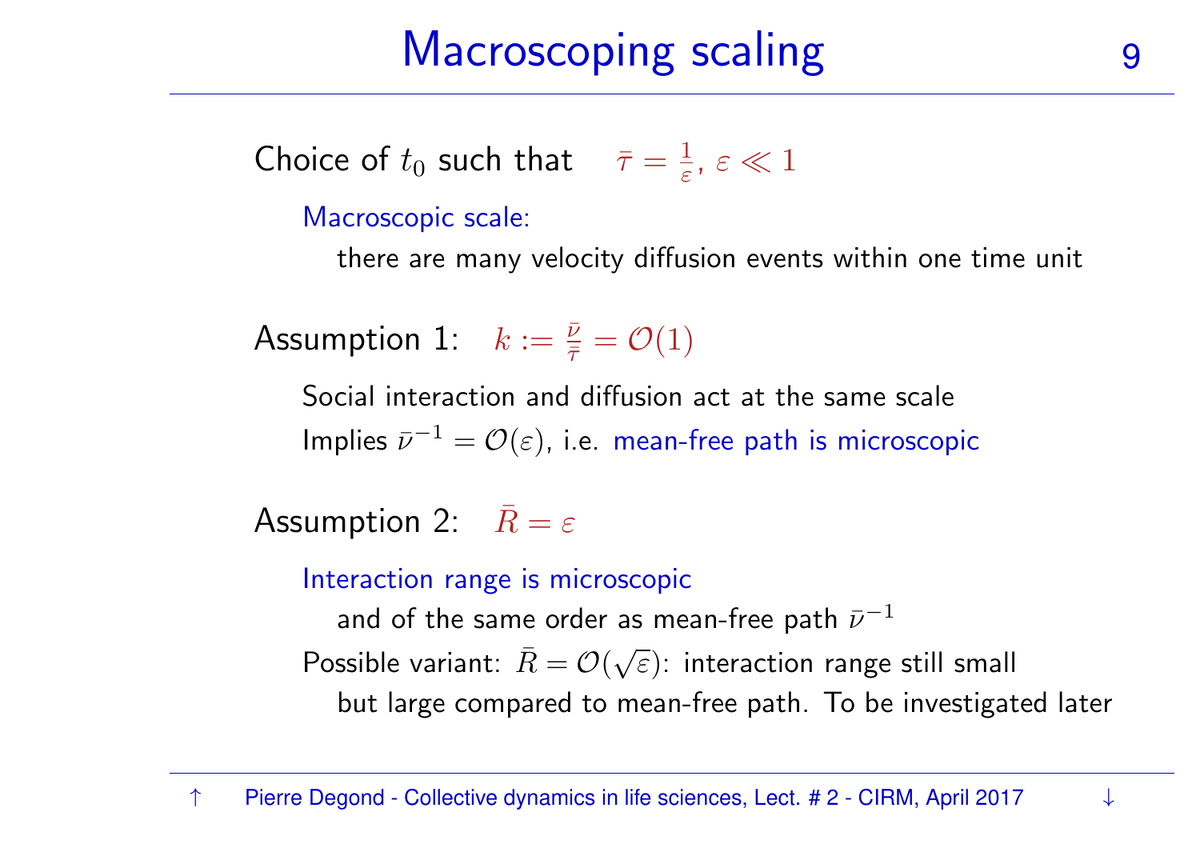# Macroscoping scaling

Choice of $t_0$ such that $\bar{\tau} = \frac{1}{\varepsilon}$, $\varepsilon \ll 1$

Macroscopic scale:

there are many velocity diffusion events within one time unit

Assumption 1: $k := \frac{\bar{\nu}}{\bar{\tau}} = \mathcal{O}(1)$

Social interaction and diffusion act at the same scale

Implies $\bar{\nu}^{-1} = \mathcal{O}(\varepsilon)$, i.e. mean-free path is microscopic

Assumption 2: $\bar{R} = \varepsilon$

Interaction range is microscopic

and of the same order as mean-free path $\bar{\nu}^{-1}$

Possible variant: $\bar{R} = \mathcal{O}(\sqrt{\varepsilon})$: interaction range still small

but large compared to mean-free path. To be investigated later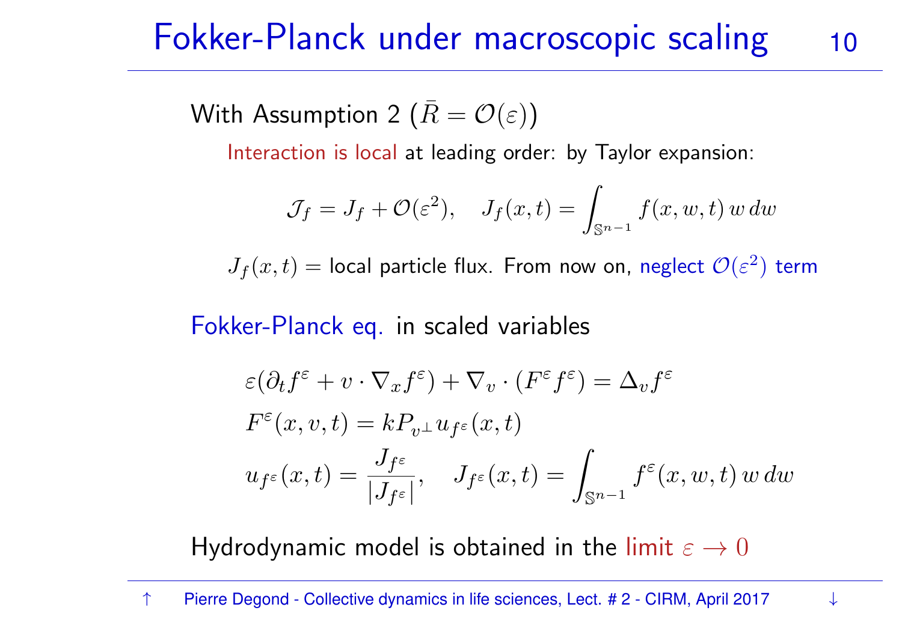# Fokker-Planck under macroscopic scaling

With Assumption 2 ($\bar{R} = \mathcal{O}(\varepsilon)$)

Interaction is local at leading order: by Taylor expansion:

$$\mathcal{J}_f = J_f + \mathcal{O}(\varepsilon^2), \quad J_f(x,t) = \int_{\mathbb{S}^{n-1}} f(x,w,t)\, w\, dw$$

$J_f(x,t)$ = local particle flux. From now on, neglect $\mathcal{O}(\varepsilon^2)$ term

Fokker-Planck eq. in scaled variables

$$\varepsilon(\partial_t f^\varepsilon + v \cdot \nabla_x f^\varepsilon) + \nabla_v \cdot (F^\varepsilon f^\varepsilon) = \Delta_v f^\varepsilon$$

$$F^\varepsilon(x,v,t) = k P_{v^\perp} u_{f^\varepsilon}(x,t)$$

$$u_{f^\varepsilon}(x,t) = \frac{J_{f^\varepsilon}}{|J_{f^\varepsilon}|}, \quad J_{f^\varepsilon}(x,t) = \int_{\mathbb{S}^{n-1}} f^\varepsilon(x,w,t)\, w\, dw$$

Hydrodynamic model is obtained in the limit $\varepsilon \to 0$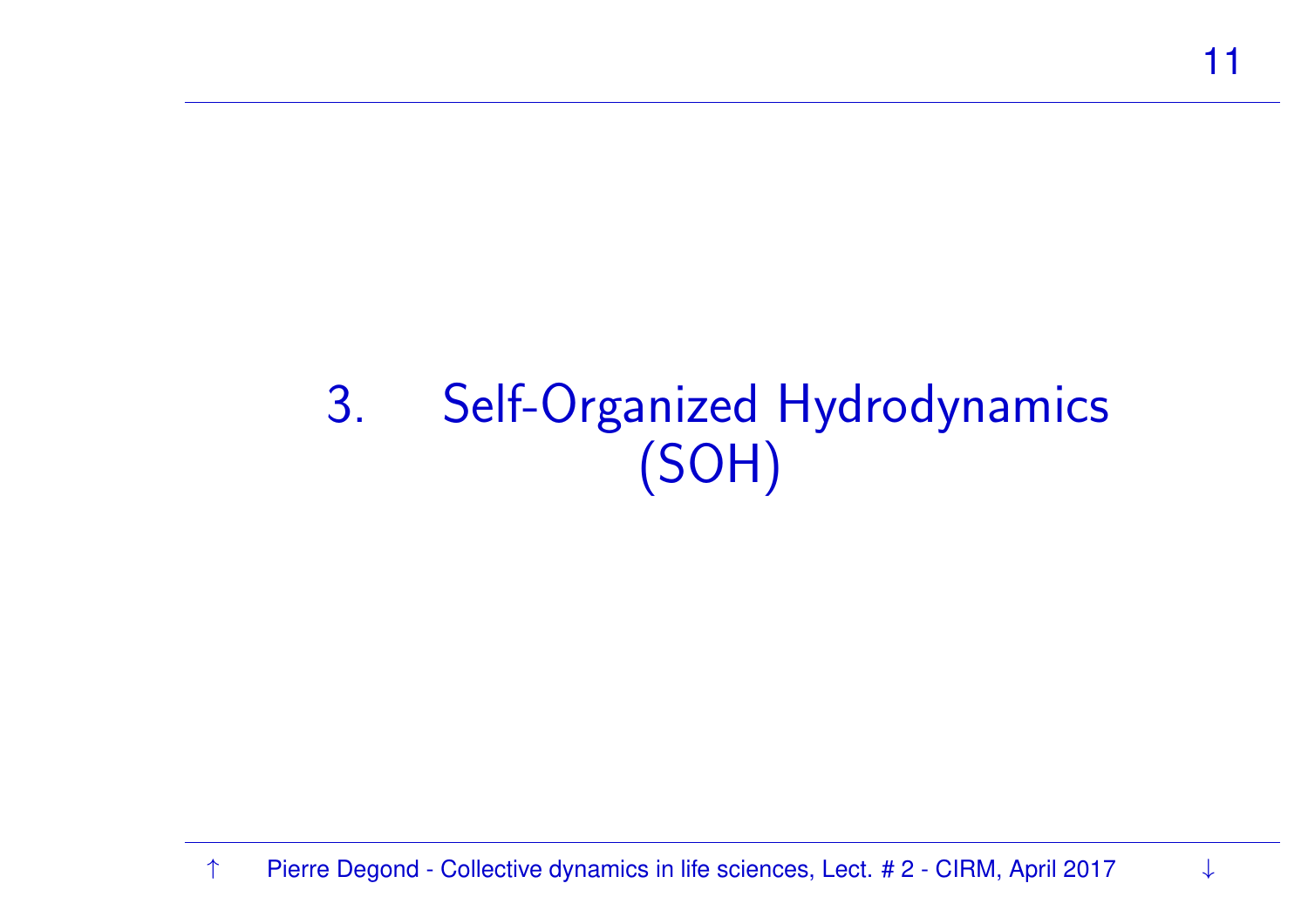# 3. Self-Organized Hydrodynamics (SOH)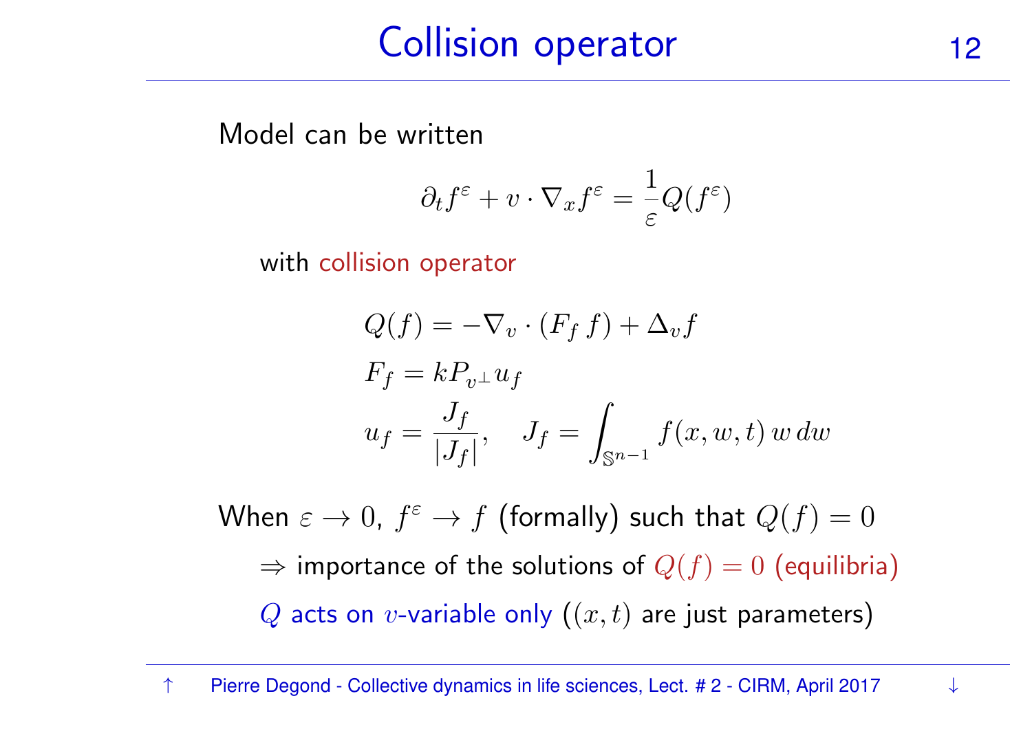# Collision operator

Model can be written

$$\partial_t f^\varepsilon + v \cdot \nabla_x f^\varepsilon = \frac{1}{\varepsilon} Q(f^\varepsilon)$$

with collision operator

$$Q(f) = -\nabla_v \cdot (F_f \, f) + \Delta_v f$$

$$F_f = k P_{v^\perp} u_f$$

$$u_f = \frac{J_f}{|J_f|}, \quad J_f = \int_{\mathbb{S}^{n-1}} f(x, w, t) \, w \, dw$$

When $\varepsilon \to 0$, $f^\varepsilon \to f$ (formally) such that $Q(f) = 0$

$\Rightarrow$ importance of the solutions of $Q(f) = 0$ (equilibria)

$Q$ acts on $v$-variable only ($(x, t)$ are just parameters)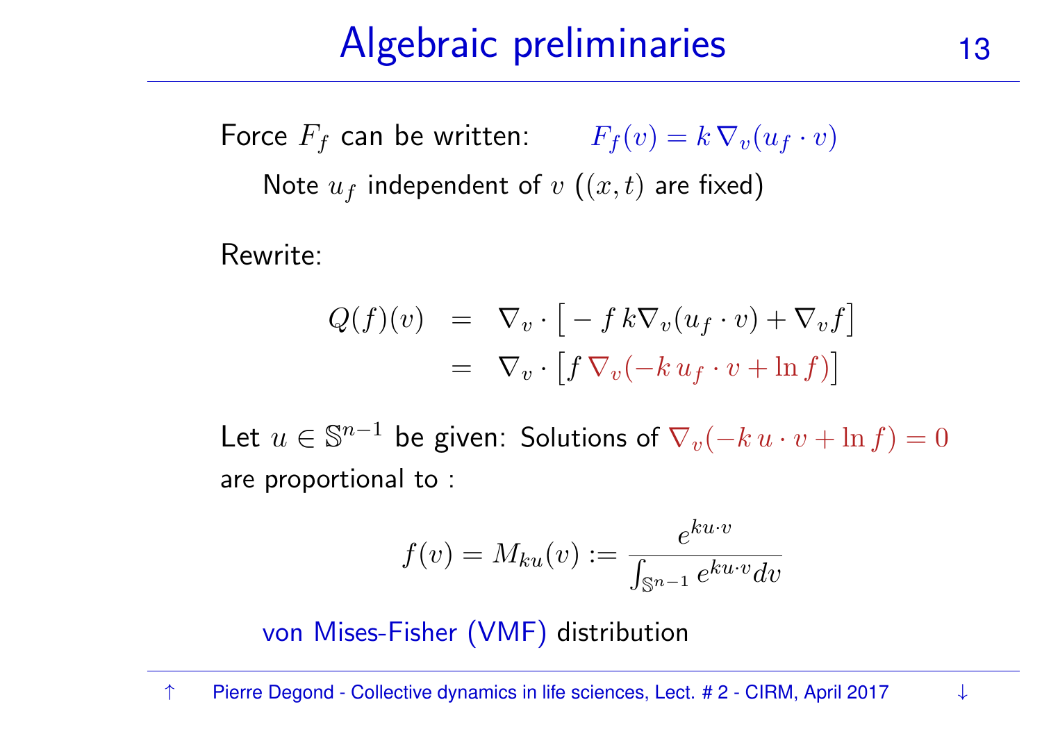# Algebraic preliminaries

Force $F_f$ can be written: $F_f(v) = k \, \nabla_v (u_f \cdot v)$

Note $u_f$ independent of $v$ ($(x,t)$ are fixed)

Rewrite:

$$
\begin{aligned}
Q(f)(v) &= \nabla_v \cdot \big[ - f \, k \nabla_v (u_f \cdot v) + \nabla_v f \big] \\
&= \nabla_v \cdot \big[ f \, \nabla_v (-k \, u_f \cdot v + \ln f) \big]
\end{aligned}
$$

Let $u \in \mathbb{S}^{n-1}$ be given: Solutions of $\nabla_v(-k \, u \cdot v + \ln f) = 0$ are proportional to :

$$
f(v) = M_{ku}(v) := \frac{e^{ku\cdot v}}{\int_{\mathbb{S}^{n-1}} e^{ku \cdot v} dv}
$$

von Mises-Fisher (VMF) distribution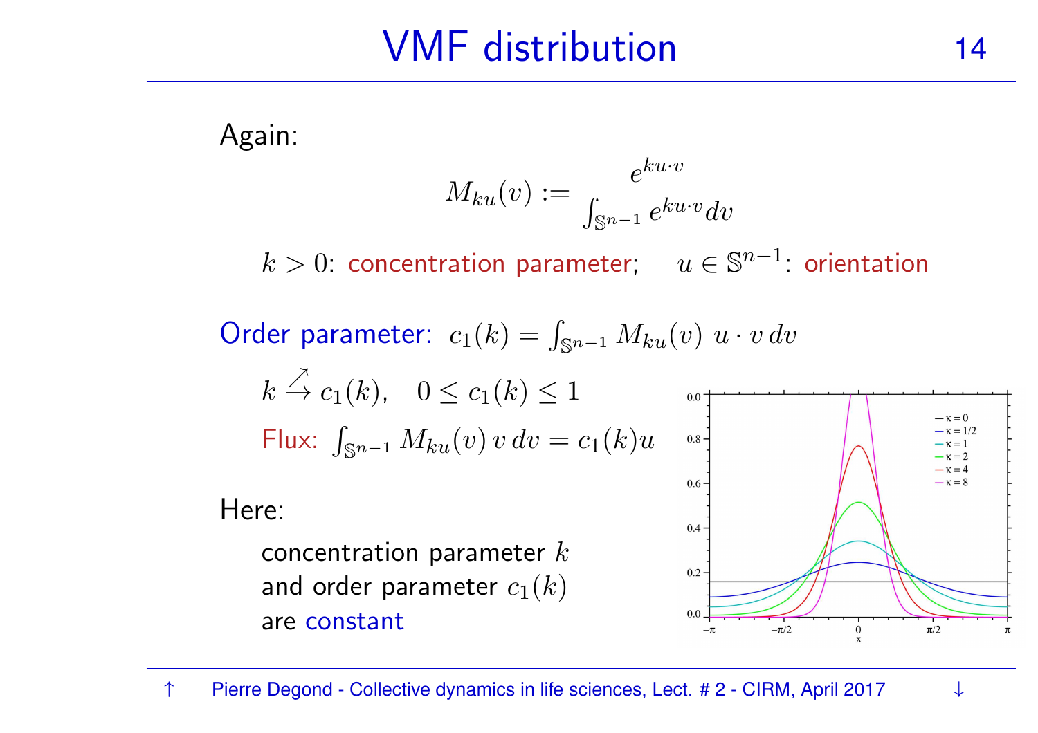# VMF distribution

Again:

$$M_{ku}(v) := \frac{e^{ku\cdot v}}{\int_{\mathbb{S}^{n-1}} e^{ku\cdot v} dv}$$

$k > 0$: concentration parameter; $u \in \mathbb{S}^{n-1}$: orientation

Order parameter: $c_1(k) = \int_{\mathbb{S}^{n-1}} M_{ku}(v)\; u \cdot v \, dv$

$k \overset{\nearrow}{\to} c_1(k)$, $0 \leq c_1(k) \leq 1$

Flux: $\int_{\mathbb{S}^{n-1}} M_{ku}(v) \, v \, dv = c_1(k) u$

Here:

concentration parameter $k$
and order parameter $c_1(k)$
are constant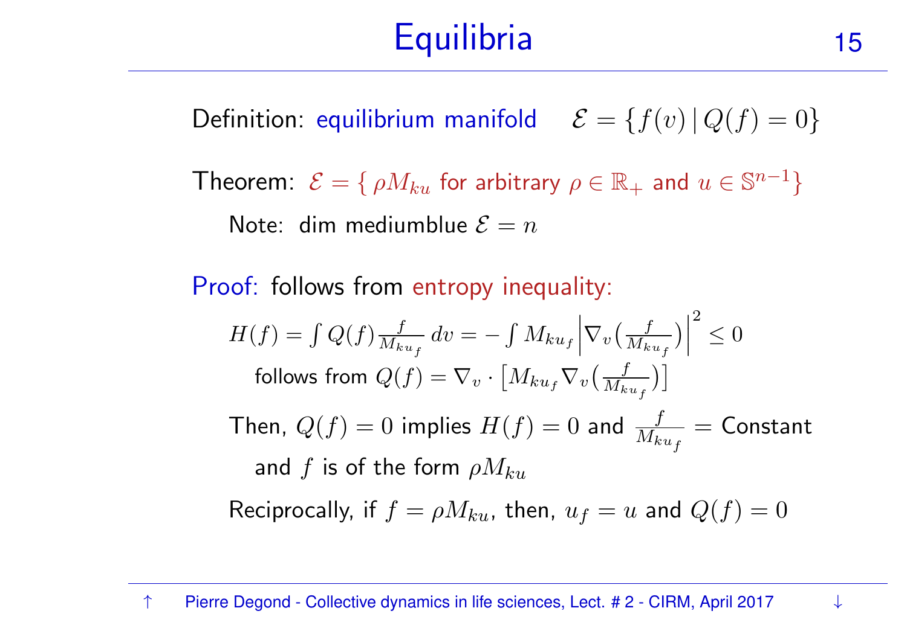# Equilibria

Definition: equilibrium manifold $\quad \mathcal{E} = \{ f(v) \,|\, Q(f) = 0 \}$

Theorem: $\mathcal{E} = \{\, \rho M_{ku}$ for arbitrary $\rho \in \mathbb{R}_+$ and $u \in \mathbb{S}^{n-1} \}$

Note: dim mediumblue $\mathcal{E} = n$

Proof: follows from entropy inequality:

$$H(f) = \int Q(f) \frac{f}{M_{ku_f}} \, dv = - \int M_{ku_f} \Big| \nabla_v \big( \frac{f}{M_{ku_f}} \big) \Big|^2 \leq 0$$

follows from $Q(f) = \nabla_v \cdot \big[ M_{ku_f} \nabla_v \big( \frac{f}{M_{ku_f}} \big) \big]$

Then, $Q(f) = 0$ implies $H(f) = 0$ and $\frac{f}{M_{ku_f}} =$ Constant and $f$ is of the form $\rho M_{ku}$

Reciprocally, if $f = \rho M_{ku}$, then, $u_f = u$ and $Q(f) = 0$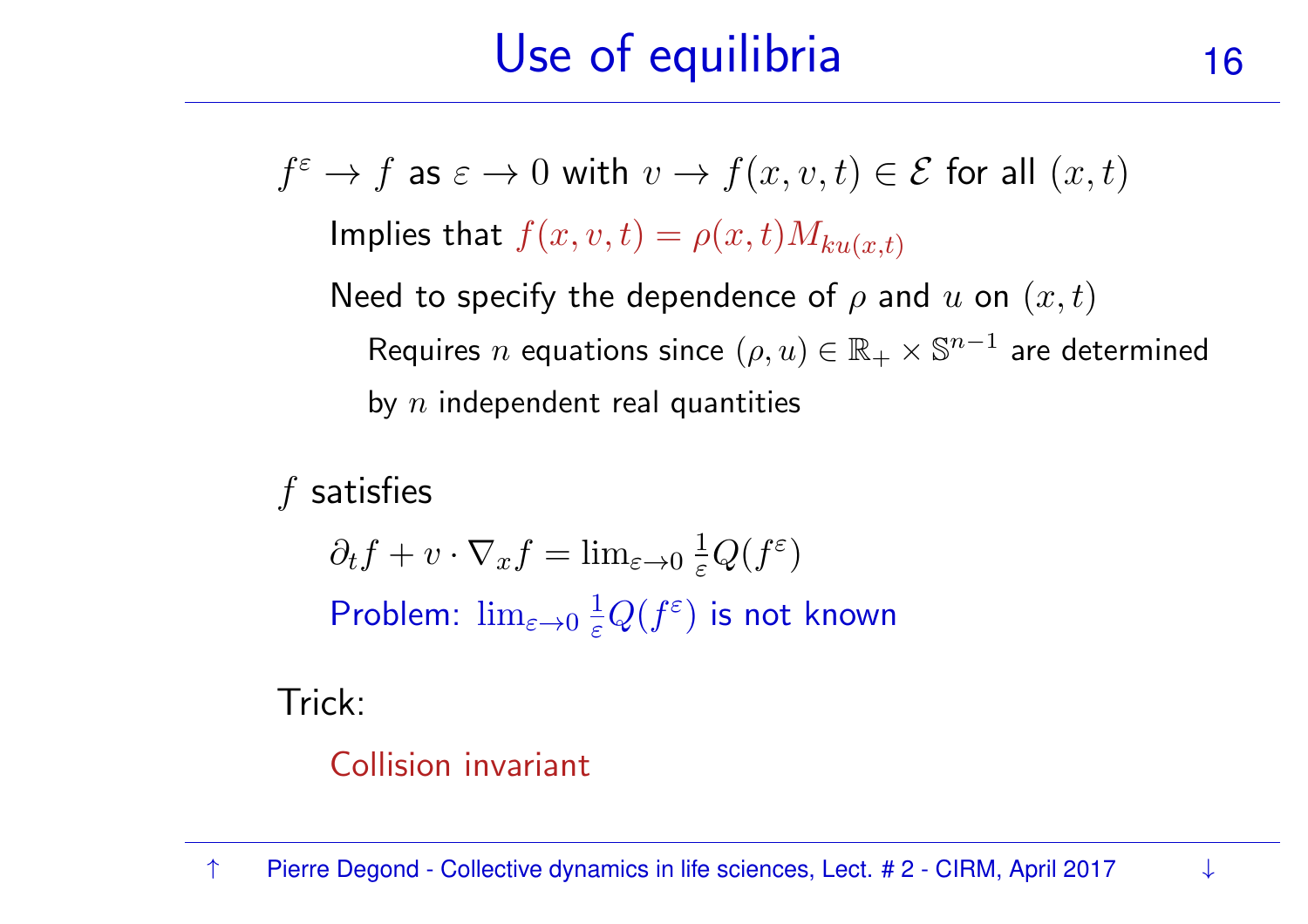# Use of equilibria

$f^\varepsilon \to f$ as $\varepsilon \to 0$ with $v \to f(x,v,t) \in \mathcal{E}$ for all $(x,t)$

- Implies that $f(x,v,t) = \rho(x,t) M_{ku(x,t)}$
- Need to specify the dependence of $\rho$ and $u$ on $(x,t)$
  - Requires $n$ equations since $(\rho, u) \in \mathbb{R}_+ \times \mathbb{S}^{n-1}$ are determined by $n$ independent real quantities

$f$ satisfies

- $\partial_t f + v \cdot \nabla_x f = \lim_{\varepsilon \to 0} \frac{1}{\varepsilon} Q(f^\varepsilon)$
- Problem: $\lim_{\varepsilon \to 0} \frac{1}{\varepsilon} Q(f^\varepsilon)$ is not known

Trick:

- Collision invariant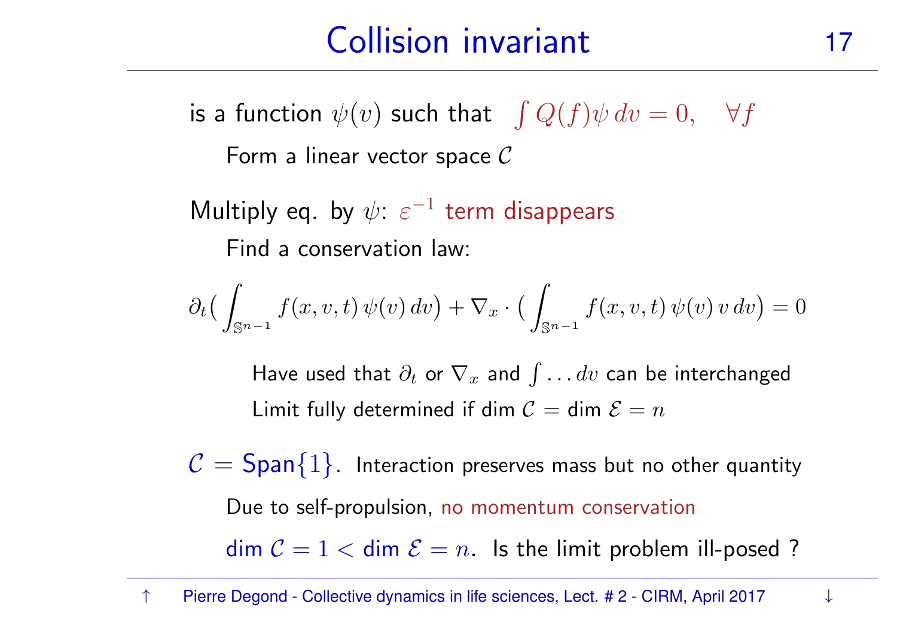# Collision invariant

is a function $\psi(v)$ such that $\int Q(f)\psi \, dv = 0, \quad \forall f$

Form a linear vector space $\mathcal{C}$

Multiply eq. by $\psi$: $\varepsilon^{-1}$ term disappears

Find a conservation law:

$$\partial_t \big( \int_{\mathbb{S}^{n-1}} f(x,v,t) \, \psi(v) \, dv \big) + \nabla_x \cdot \big( \int_{\mathbb{S}^{n-1}} f(x,v,t) \, \psi(v) \, v \, dv \big) = 0$$

Have used that $\partial_t$ or $\nabla_x$ and $\int \dots dv$ can be interchanged

Limit fully determined if dim $\mathcal{C}$ = dim $\mathcal{E} = n$

$\mathcal{C} = \text{Span}\{1\}$. Interaction preserves mass but no other quantity

Due to self-propulsion, no momentum conservation

dim $\mathcal{C} = 1 <$ dim $\mathcal{E} = n$. Is the limit problem ill-posed ?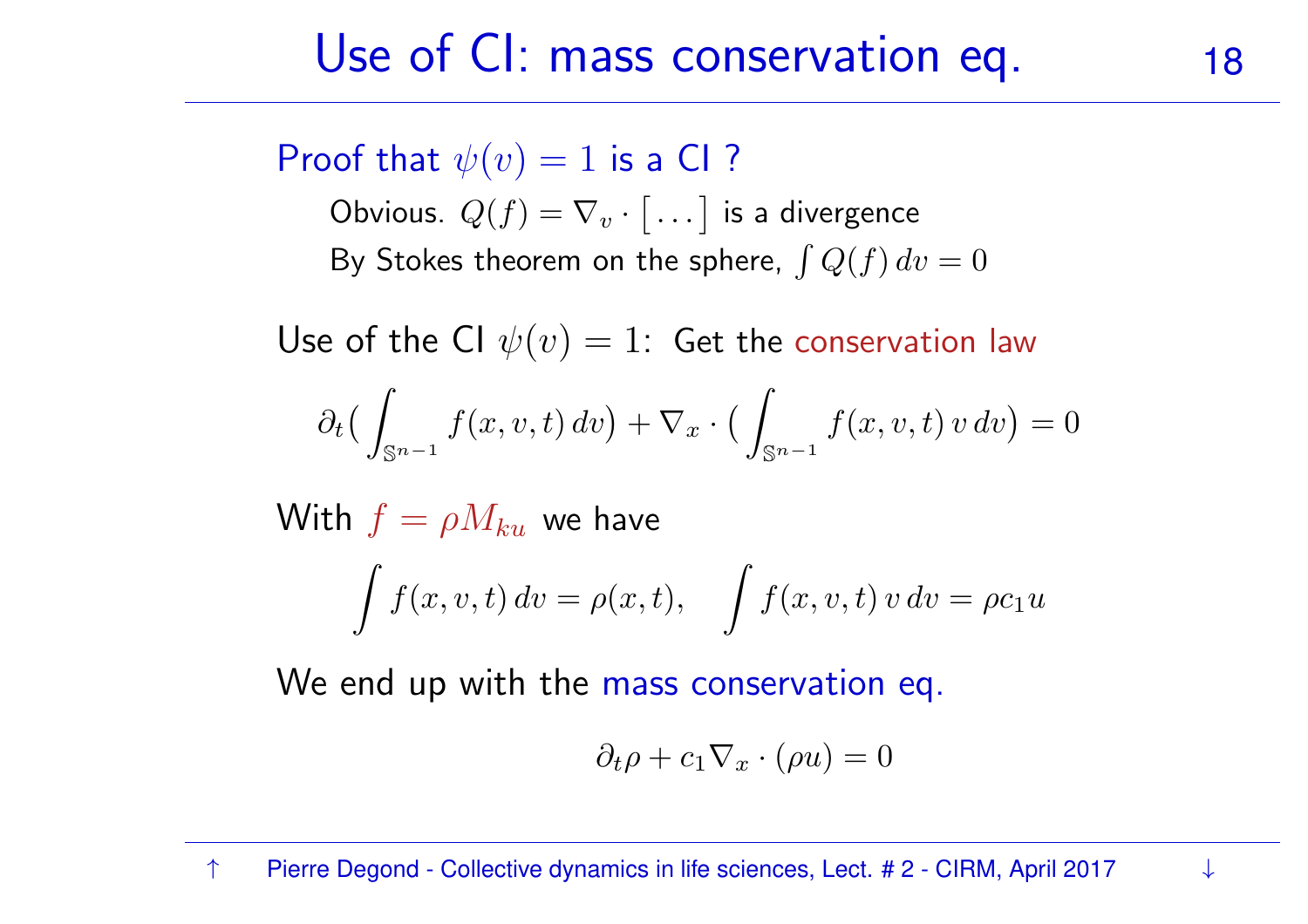# Use of CI: mass conservation eq.

Proof that $\psi(v) = 1$ is a CI ?

Obvious. $Q(f) = \nabla_v \cdot \big[ \dots \big]$ is a divergence

By Stokes theorem on the sphere, $\int Q(f)\, dv = 0$

Use of the CI $\psi(v) = 1$: Get the conservation law

$$\partial_t \big( \int_{\mathbb{S}^{n-1}} f(x,v,t)\, dv \big) + \nabla_x \cdot \big( \int_{\mathbb{S}^{n-1}} f(x,v,t)\, v\, dv \big) = 0$$

With $f = \rho M_{ku}$ we have

$$\int f(x,v,t)\, dv = \rho(x,t), \quad \int f(x,v,t)\, v\, dv = \rho c_1 u$$

We end up with the mass conservation eq.

$$\partial_t \rho + c_1 \nabla_x \cdot (\rho u) = 0$$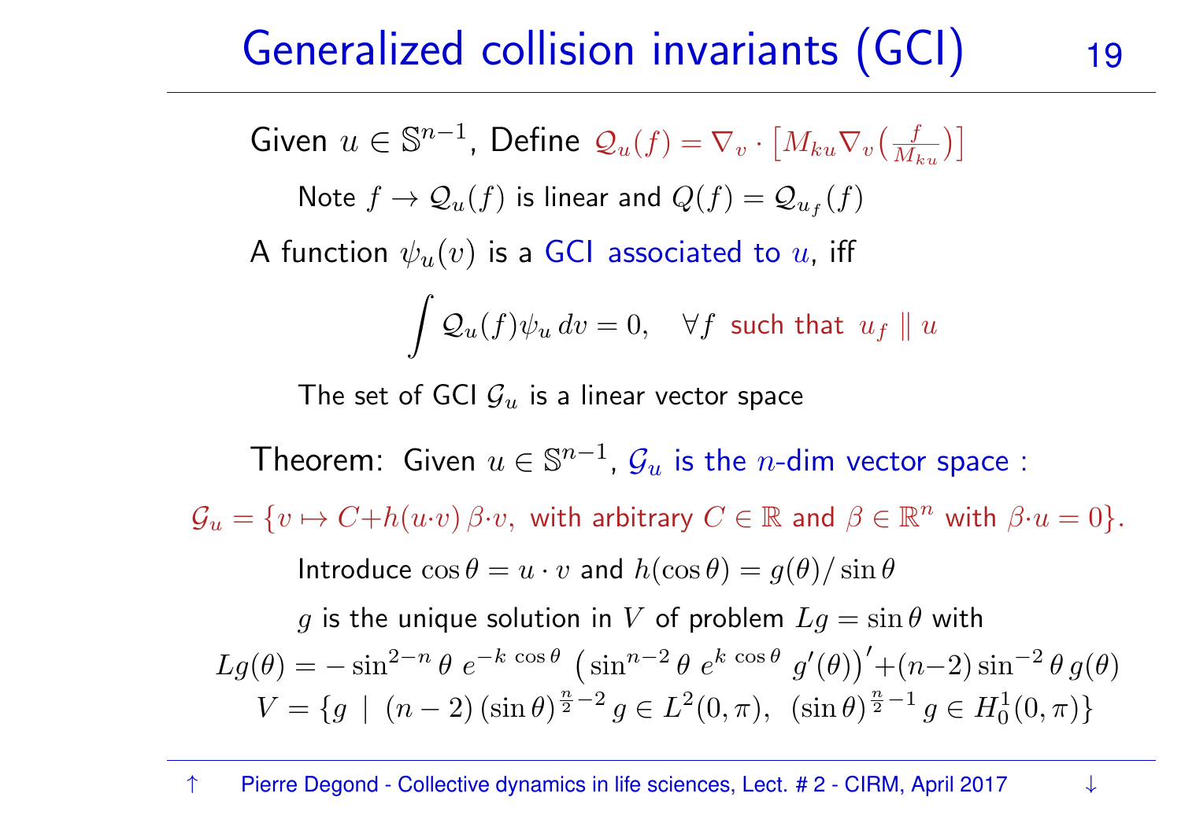# Generalized collision invariants (GCI)

Given $u \in \mathbb{S}^{n-1}$, Define $\mathcal{Q}_u(f) = \nabla_v \cdot \big[ M_{ku} \nabla_v \big( \frac{f}{M_{ku}} \big) \big]$

Note $f \to \mathcal{Q}_u(f)$ is linear and $Q(f) = \mathcal{Q}_{u_f}(f)$

A function $\psi_u(v)$ is a GCI associated to $u$, iff

$$\int \mathcal{Q}_u(f) \psi_u \, dv = 0, \quad \forall f \text{ such that } u_f \parallel u$$

The set of GCI $\mathcal{G}_u$ is a linear vector space

Theorem: Given $u \in \mathbb{S}^{n-1}$, $\mathcal{G}_u$ is the $n$-dim vector space :

$$\mathcal{G}_u = \{ v \mapsto C + h(u \cdot v) \, \beta \cdot v, \text{ with arbitrary } C \in \mathbb{R} \text{ and } \beta \in \mathbb{R}^n \text{ with } \beta \cdot u = 0 \}.$$

Introduce $\cos\theta = u \cdot v$ and $h(\cos\theta) = g(\theta)/\sin\theta$

$g$ is the unique solution in $V$ of problem $Lg = \sin\theta$ with

$$Lg(\theta) = -\sin^{2-n}\theta \; e^{-k\cos\theta} \left( \sin^{n-2}\theta \; e^{k\cos\theta} \; g'(\theta) \right)' + (n-2)\sin^{-2}\theta \, g(\theta)$$

$$V = \{ g \mid (n-2)(\sin\theta)^{\frac{n}{2}-2} g \in L^2(0,\pi), \; (\sin\theta)^{\frac{n}{2}-1} g \in H_0^1(0,\pi) \}$$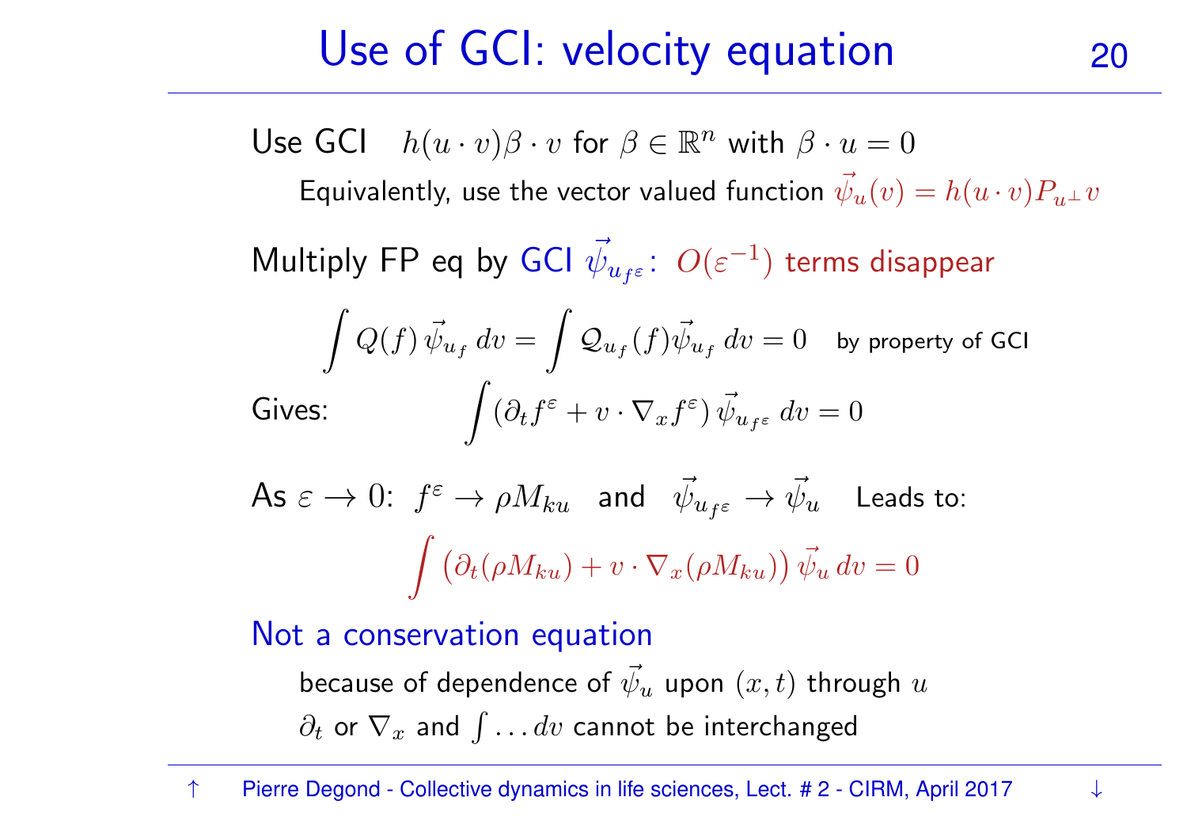# Use of GCI: velocity equation

Use GCI $h(u \cdot v)\beta \cdot v$ for $\beta \in \mathbb{R}^n$ with $\beta \cdot u = 0$

Equivalently, use the vector valued function $\vec{\psi}_u(v) = h(u \cdot v) P_{u^\perp} v$

Multiply FP eq by GCI $\vec{\psi}_{u_{f^\varepsilon}}$: $O(\varepsilon^{-1})$ terms disappear

$$\int Q(f)\, \vec{\psi}_{u_f}\, dv = \int \mathcal{Q}_{u_f}(f) \vec{\psi}_{u_f}\, dv = 0 \quad \text{by property of GCI}$$

Gives:

$$\int (\partial_t f^\varepsilon + v \cdot \nabla_x f^\varepsilon)\, \vec{\psi}_{u_{f^\varepsilon}}\, dv = 0$$

As $\varepsilon \to 0$: $f^\varepsilon \to \rho M_{ku}$ and $\vec{\psi}_{u_{f^\varepsilon}} \to \vec{\psi}_u$ Leads to:

$$\int \big(\partial_t(\rho M_{ku}) + v \cdot \nabla_x(\rho M_{ku})\big)\, \vec{\psi}_u\, dv = 0$$

Not a conservation equation

because of dependence of $\vec{\psi}_u$ upon $(x,t)$ through $u$

$\partial_t$ or $\nabla_x$ and $\int \ldots dv$ cannot be interchanged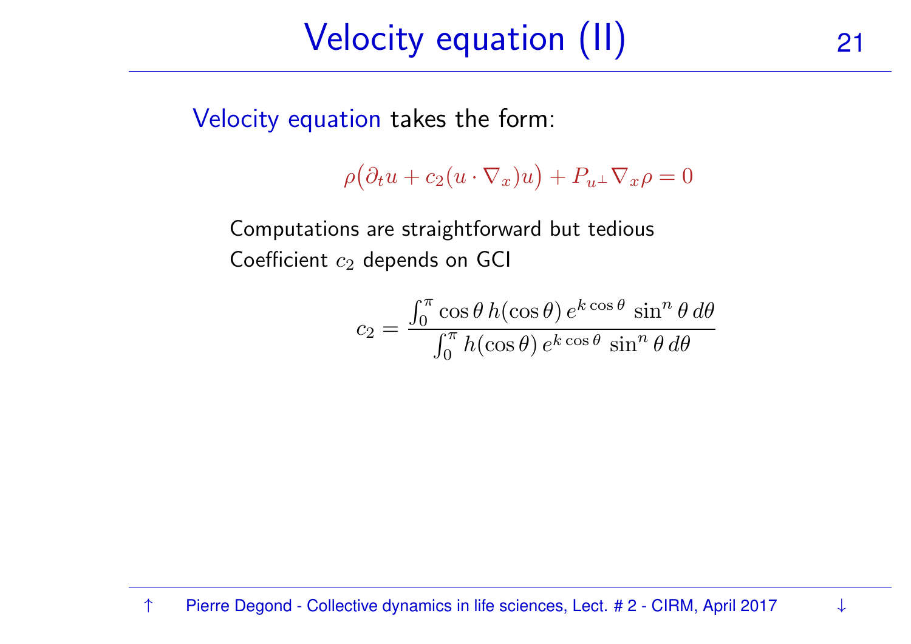# Velocity equation (II)

Velocity equation takes the form:

$$\rho\big(\partial_t u + c_2 (u \cdot \nabla_x) u\big) + P_{u^\perp} \nabla_x \rho = 0$$

Computations are straightforward but tedious

Coefficient $c_2$ depends on GCI

$$c_2 = \frac{\int_0^\pi \cos\theta \, h(\cos\theta) \, e^{k\cos\theta} \, \sin^n\theta \, d\theta}{\int_0^\pi h(\cos\theta) \, e^{k\cos\theta} \, \sin^n\theta \, d\theta}$$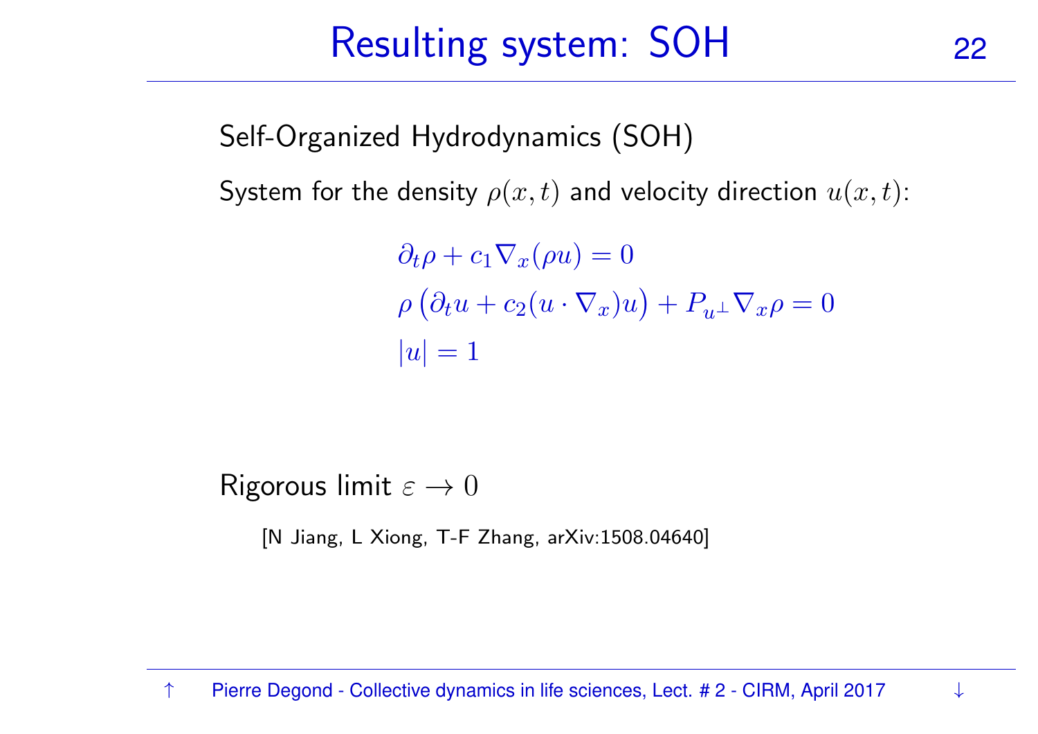# Resulting system: SOH

Self-Organized Hydrodynamics (SOH)

System for the density $\rho(x,t)$ and velocity direction $u(x,t)$:

$$
\begin{aligned}
&\partial_t \rho + c_1 \nabla_x (\rho u) = 0 \\
&\rho \big( \partial_t u + c_2 (u \cdot \nabla_x) u \big) + P_{u^\perp} \nabla_x \rho = 0 \\
&|u| = 1
\end{aligned}
$$

Rigorous limit $\varepsilon \to 0$

[N Jiang, L Xiong, T-F Zhang, arXiv:1508.04640]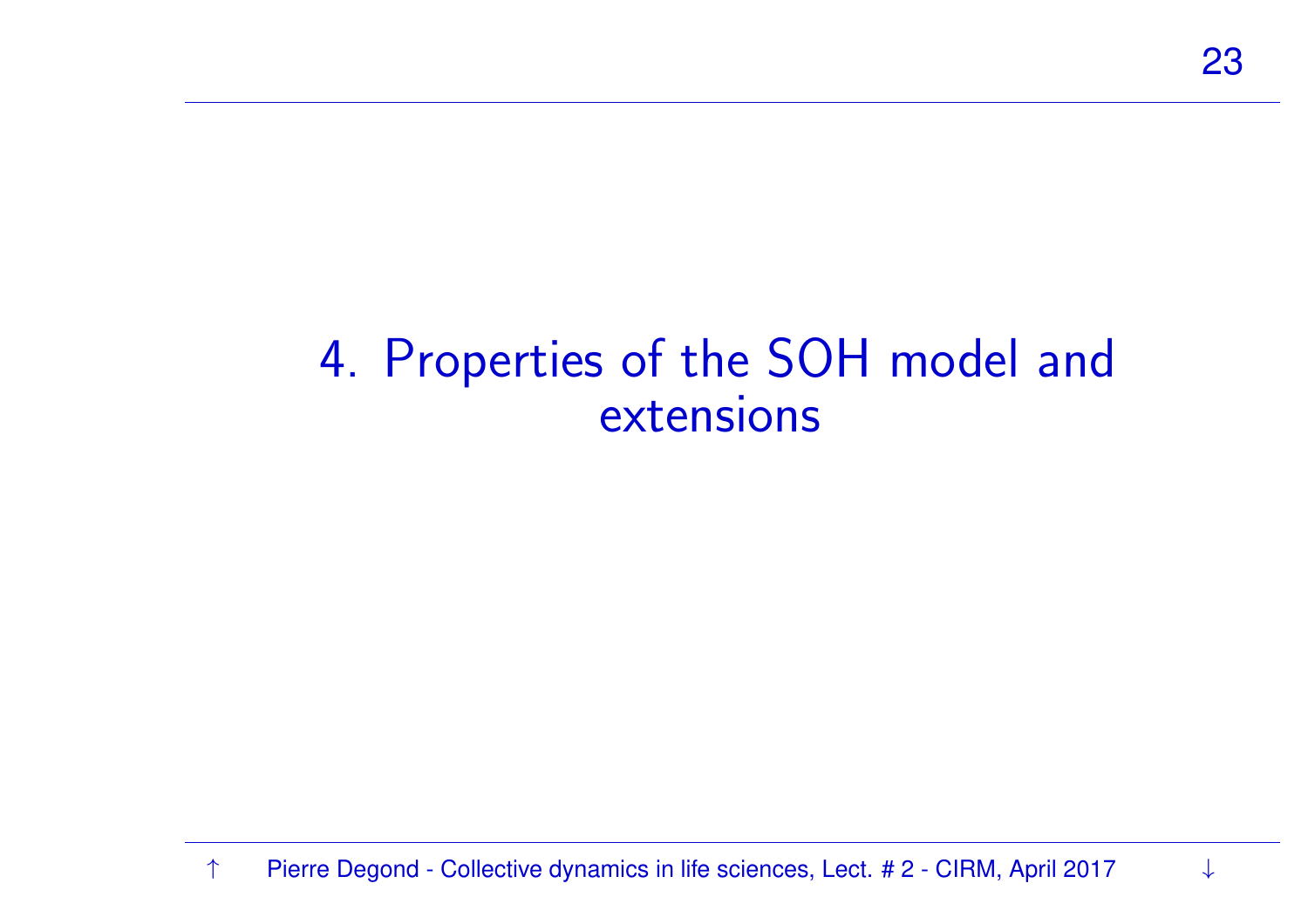# 4. Properties of the SOH model and extensions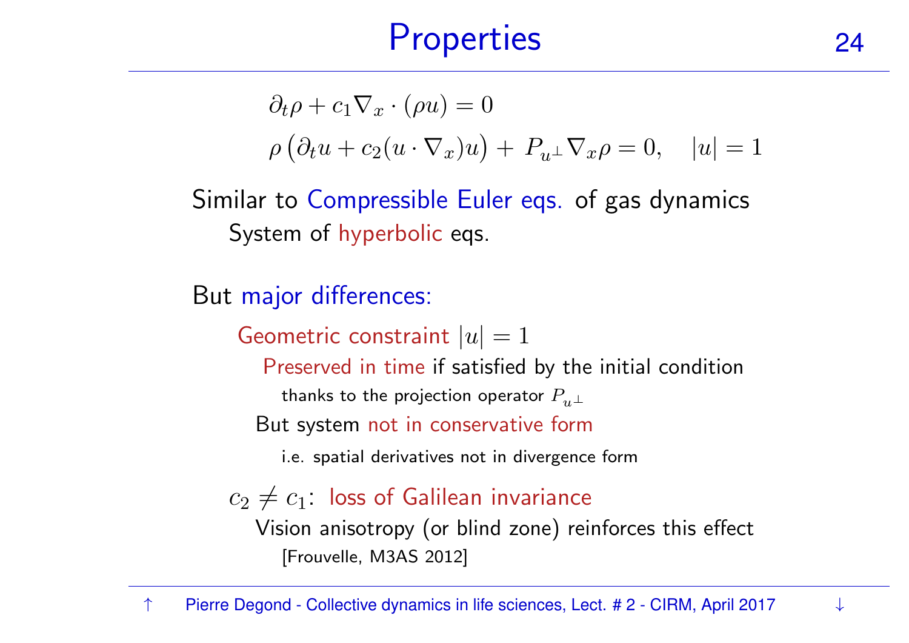# Properties

$$\partial_t \rho + c_1 \nabla_x \cdot (\rho u) = 0$$

$$\rho \big( \partial_t u + c_2 (u \cdot \nabla_x) u \big) + P_{u^\perp} \nabla_x \rho = 0, \quad |u| = 1$$

Similar to Compressible Euler eqs. of gas dynamics

- System of hyperbolic eqs.

But major differences:

- Geometric constraint $|u| = 1$
  - Preserved in time if satisfied by the initial condition
    - thanks to the projection operator $P_{u^\perp}$
  - But system not in conservative form
    - i.e. spatial derivatives not in divergence form
- $c_2 \neq c_1$: loss of Galilean invariance
  - Vision anisotropy (or blind zone) reinforces this effect
    - [Frouvelle, M3AS 2012]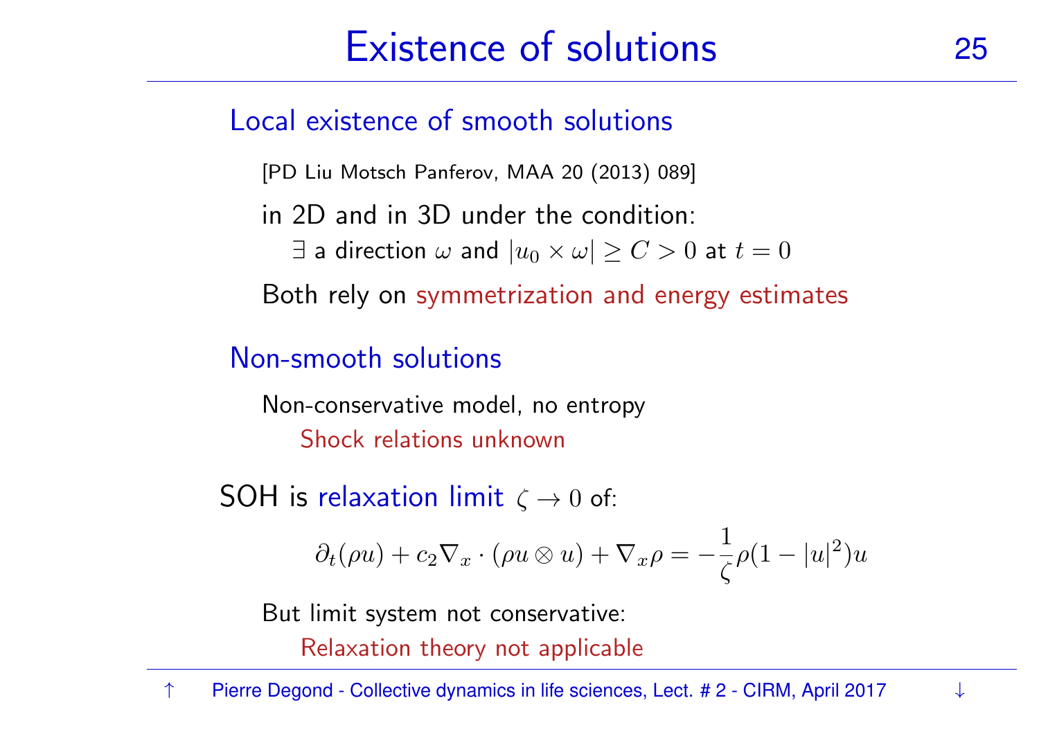# Existence of solutions

## Local existence of smooth solutions

[PD Liu Motsch Panferov, MAA 20 (2013) 089]

in 2D and in 3D under the condition:

$\exists$ a direction $\omega$ and $|u_0 \times \omega| \geq C > 0$ at $t = 0$

Both rely on symmetrization and energy estimates

## Non-smooth solutions

Non-conservative model, no entropy

Shock relations unknown

SOH is relaxation limit $\zeta \to 0$ of:

$$\partial_t(\rho u) + c_2 \nabla_x \cdot (\rho u \otimes u) + \nabla_x \rho = -\frac{1}{\zeta} \rho (1 - |u|^2) u$$

But limit system not conservative:

Relaxation theory not applicable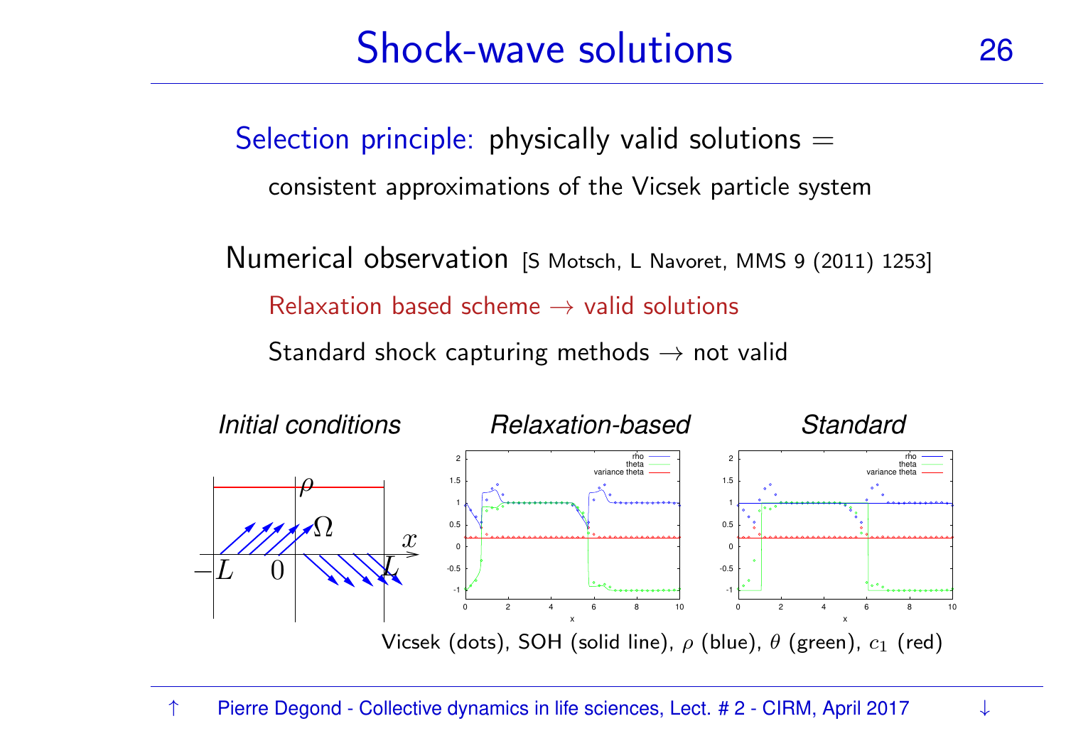# Shock-wave solutions

Selection principle: physically valid solutions =

consistent approximations of the Vicsek particle system

Numerical observation [S Motsch, L Navoret, MMS 9 (2011) 1253]

Relaxation based scheme $\rightarrow$ valid solutions

Standard shock capturing methods $\rightarrow$ not valid

*Initial conditions* *Relaxation-based* *Standard*

Vicsek (dots), SOH (solid line), $\rho$ (blue), $\theta$ (green), $c_1$ (red)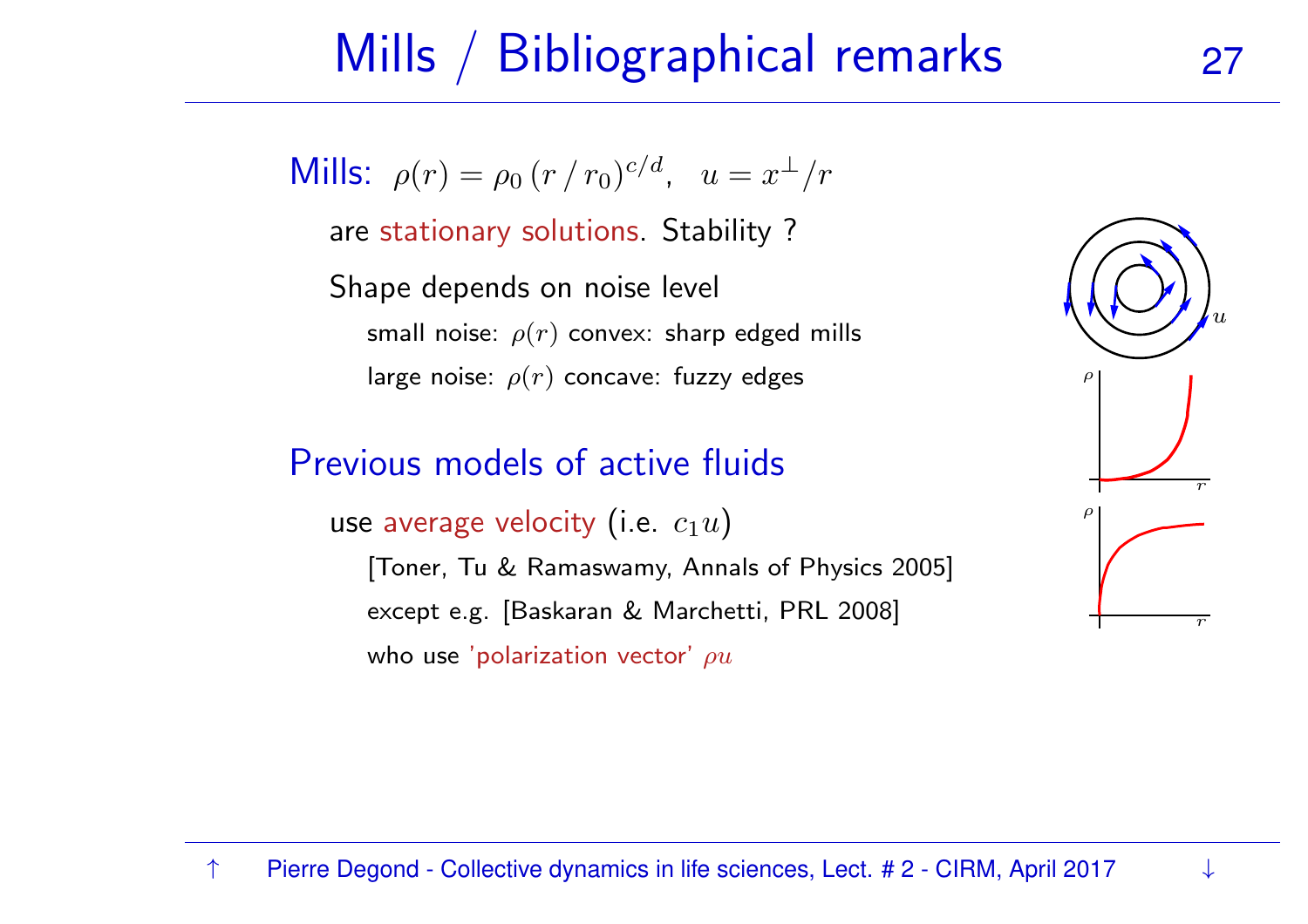# Mills / Bibliographical remarks

**Mills:** $\rho(r) = \rho_0 \, (r \,/\, r_0)^{c/d}, \quad u = x^{\perp}/r$

- are stationary solutions. Stability ?
- Shape depends on noise level
  - small noise: $\rho(r)$ convex: sharp edged mills
  - large noise: $\rho(r)$ concave: fuzzy edges

**Previous models of active fluids**

- use average velocity (i.e. $c_1 u$)
  - [Toner, Tu & Ramaswamy, Annals of Physics 2005]
  - except e.g. [Baskaran & Marchetti, PRL 2008]
  - who use 'polarization vector' $\rho u$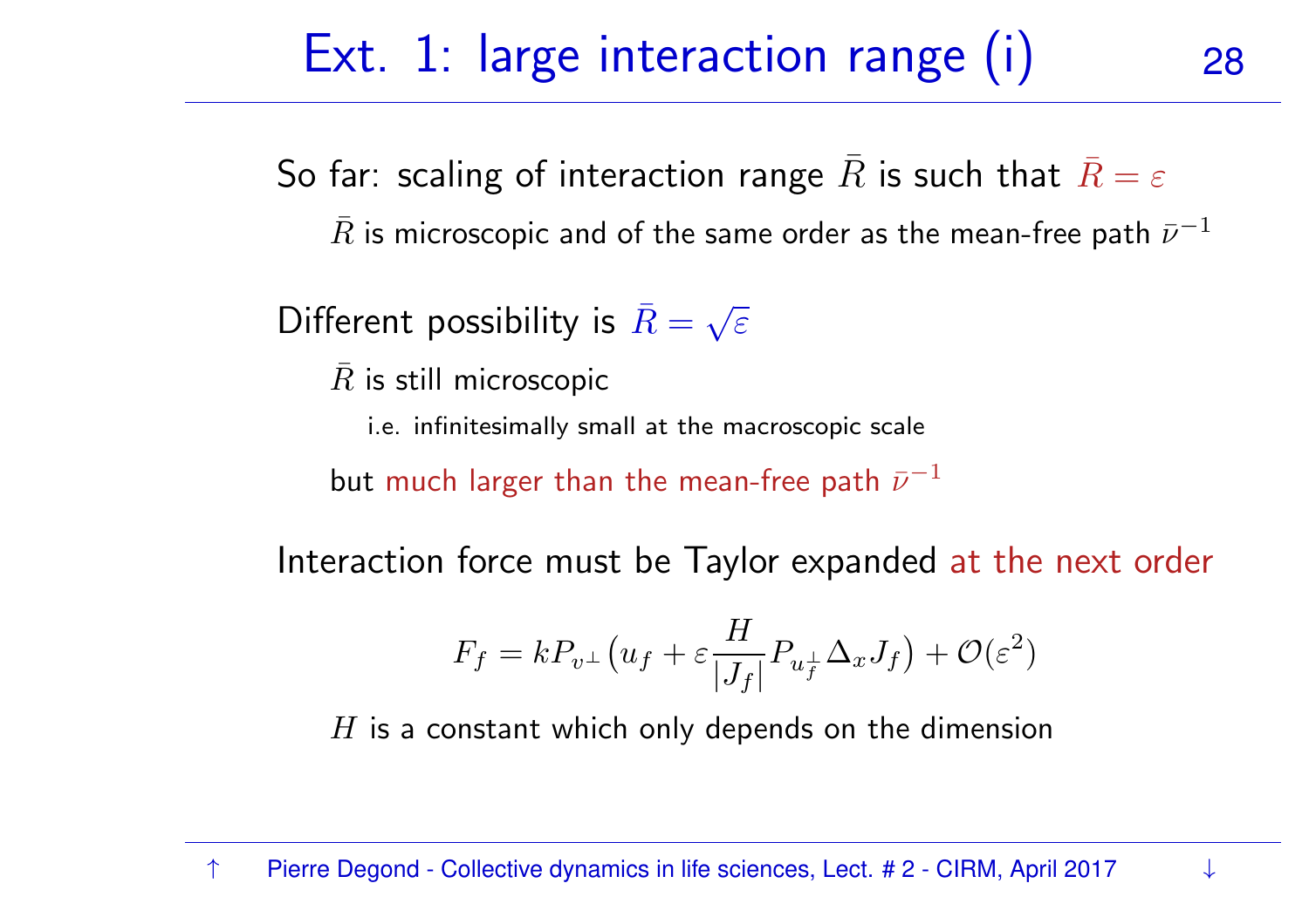# Ext. 1: large interaction range (i)

So far: scaling of interaction range $\bar{R}$ is such that $\bar{R} = \varepsilon$

- $\bar{R}$ is microscopic and of the same order as the mean-free path $\bar{\nu}^{-1}$

Different possibility is $\bar{R} = \sqrt{\varepsilon}$

- $\bar{R}$ is still microscopic
  - i.e. infinitesimally small at the macroscopic scale
- but much larger than the mean-free path $\bar{\nu}^{-1}$

Interaction force must be Taylor expanded at the next order

$$F_f = k P_{v^\perp} \big( u_f + \varepsilon \frac{H}{|J_f|} P_{u_f^\perp} \Delta_x J_f \big) + \mathcal{O}(\varepsilon^2)$$

- $H$ is a constant which only depends on the dimension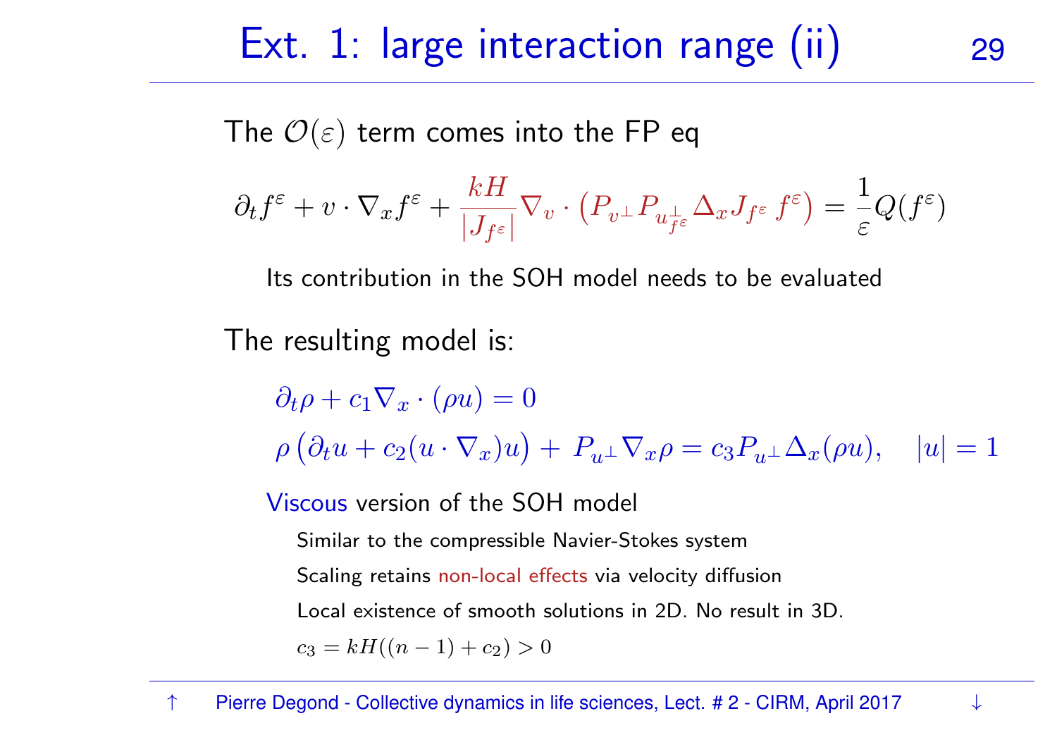# Ext. 1: large interaction range (ii)

The $\mathcal{O}(\varepsilon)$ term comes into the FP eq

$$\partial_t f^\varepsilon + v \cdot \nabla_x f^\varepsilon + \frac{kH}{|J_{f^\varepsilon}|} \nabla_v \cdot \big( P_{v^\perp} P_{u^\perp_{f^\varepsilon}} \Delta_x J_{f^\varepsilon} \, f^\varepsilon \big) = \frac{1}{\varepsilon} Q(f^\varepsilon)$$

Its contribution in the SOH model needs to be evaluated

The resulting model is:

$$\partial_t \rho + c_1 \nabla_x \cdot (\rho u) = 0$$

$$\rho \big( \partial_t u + c_2 (u \cdot \nabla_x) u \big) + P_{u^\perp} \nabla_x \rho = c_3 P_{u^\perp} \Delta_x (\rho u), \quad |u| = 1$$

Viscous version of the SOH model

- Similar to the compressible Navier-Stokes system
- Scaling retains non-local effects via velocity diffusion
- Local existence of smooth solutions in 2D. No result in 3D.
- $c_3 = kH((n-1) + c_2) > 0$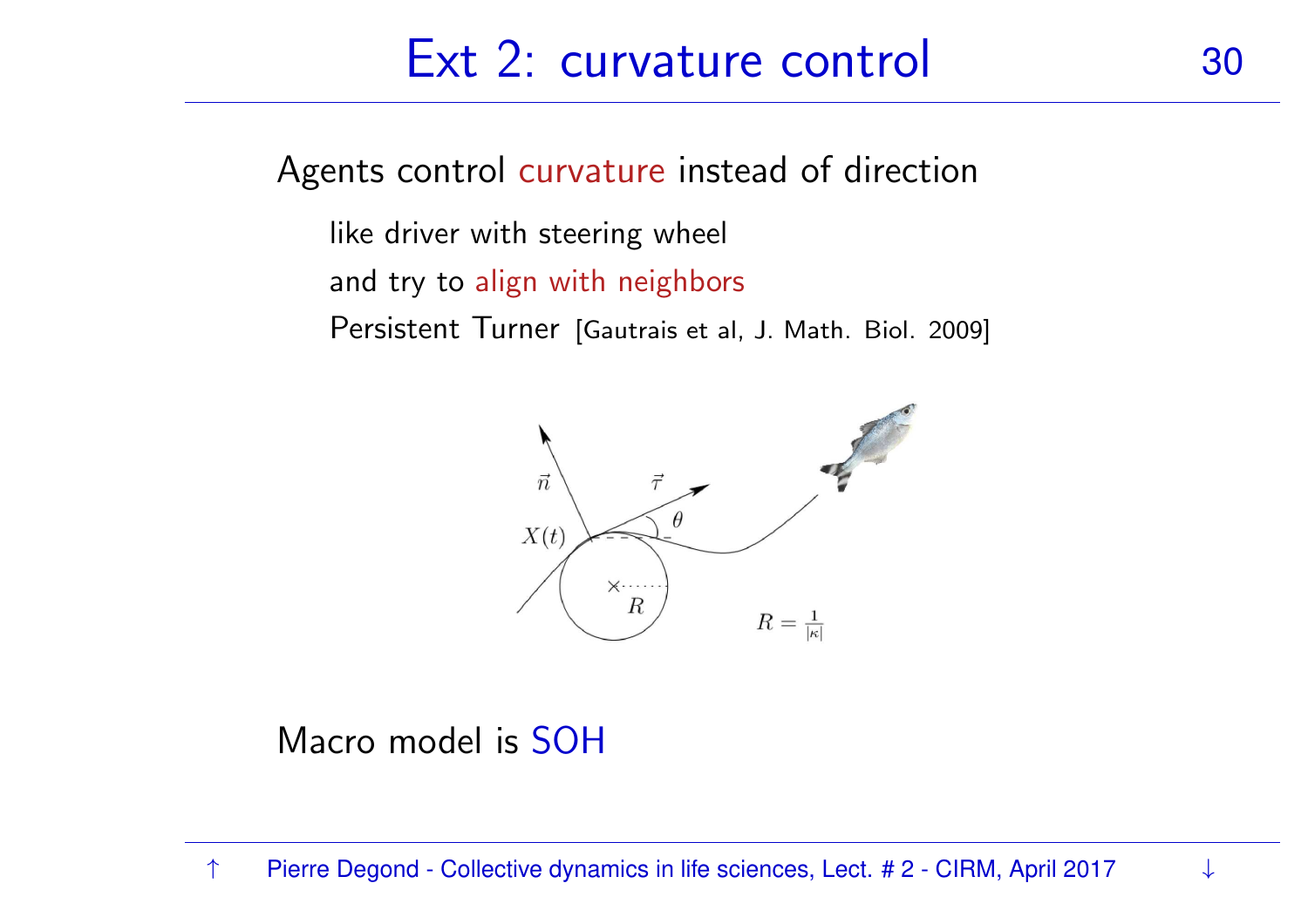# Ext 2: curvature control

Agents control curvature instead of direction

- like driver with steering wheel
- and try to align with neighbors
- Persistent Turner [Gautrais et al, J. Math. Biol. 2009]

$\vec{n}$ $\vec{\tau}$ $\theta$ $X(t)$ $R$ $R = \frac{1}{|\kappa|}$

Macro model is SOH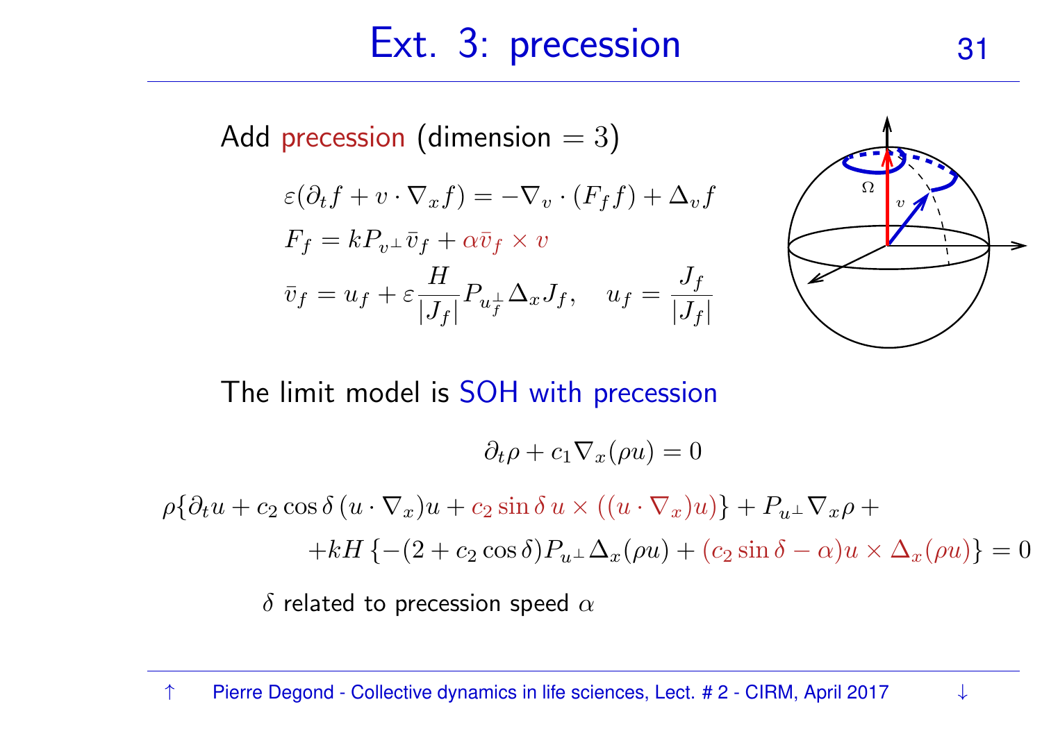# Ext. 3: precession

Add precession (dimension $= 3$)

$$\varepsilon(\partial_t f + v \cdot \nabla_x f) = -\nabla_v \cdot (F_f f) + \Delta_v f$$

$$F_f = k P_{v^\perp} \bar{v}_f + \alpha \bar{v}_f \times v$$

$$\bar{v}_f = u_f + \varepsilon \frac{H}{|J_f|} P_{u_f^\perp} \Delta_x J_f, \quad u_f = \frac{J_f}{|J_f|}$$

The limit model is SOH with precession

$$\partial_t \rho + c_1 \nabla_x (\rho u) = 0$$

$$\rho \{ \partial_t u + c_2 \cos\delta \, (u \cdot \nabla_x) u + c_2 \sin\delta \, u \times ((u \cdot \nabla_x) u) \} + P_{u^\perp} \nabla_x \rho +$$
$$+ kH \, \{ -(2 + c_2 \cos\delta) P_{u^\perp} \Delta_x (\rho u) + (c_2 \sin\delta - \alpha) u \times \Delta_x (\rho u) \} = 0$$

$\delta$ related to precession speed $\alpha$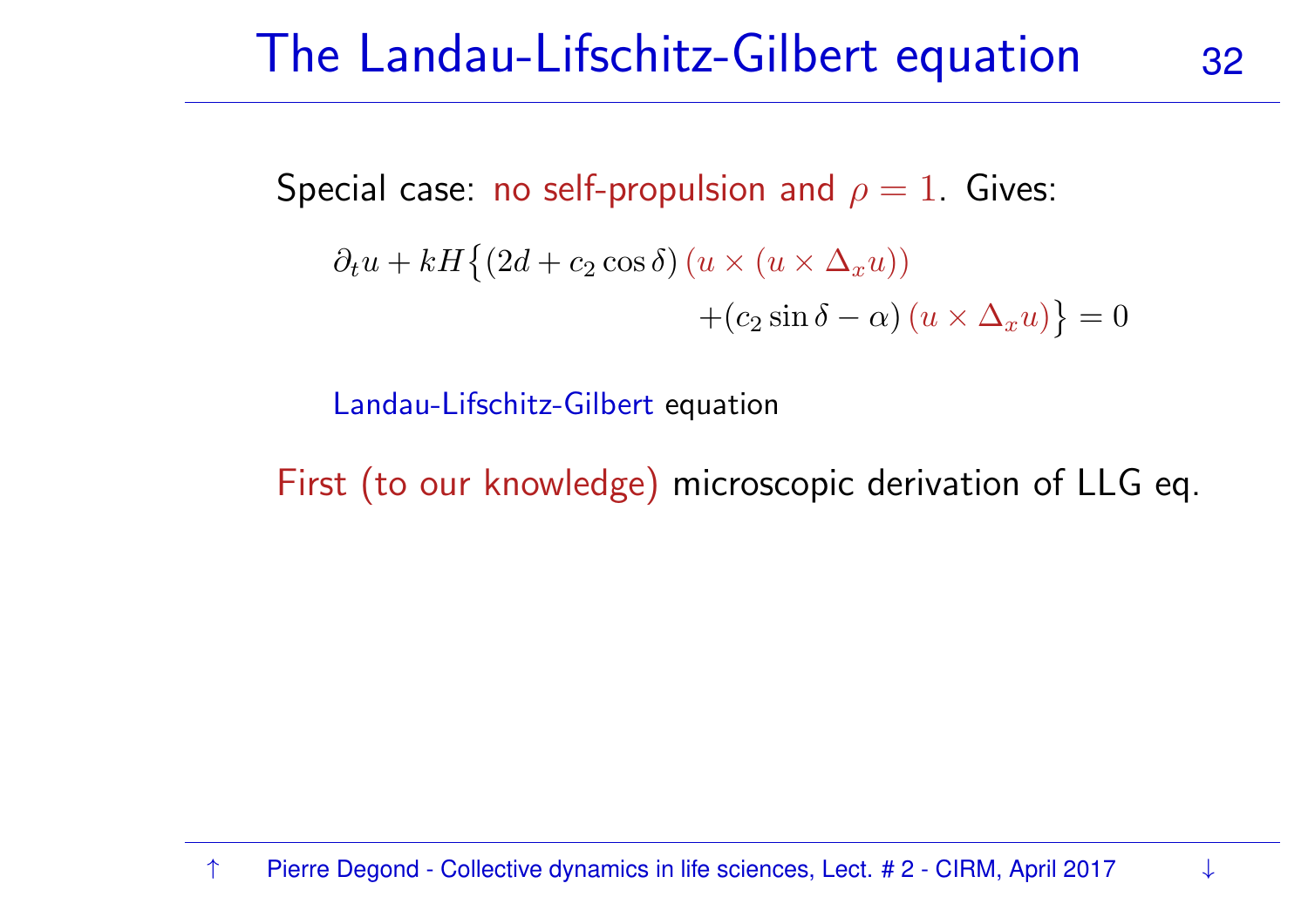# The Landau-Lifschitz-Gilbert equation

Special case: no self-propulsion and $\rho = 1$. Gives:

$$\partial_t u + kH\big\{(2d + c_2 \cos\delta)\,(u \times (u \times \Delta_x u)) + (c_2 \sin\delta - \alpha)\,(u \times \Delta_x u)\big\} = 0$$

Landau-Lifschitz-Gilbert equation

First (to our knowledge) microscopic derivation of LLG eq.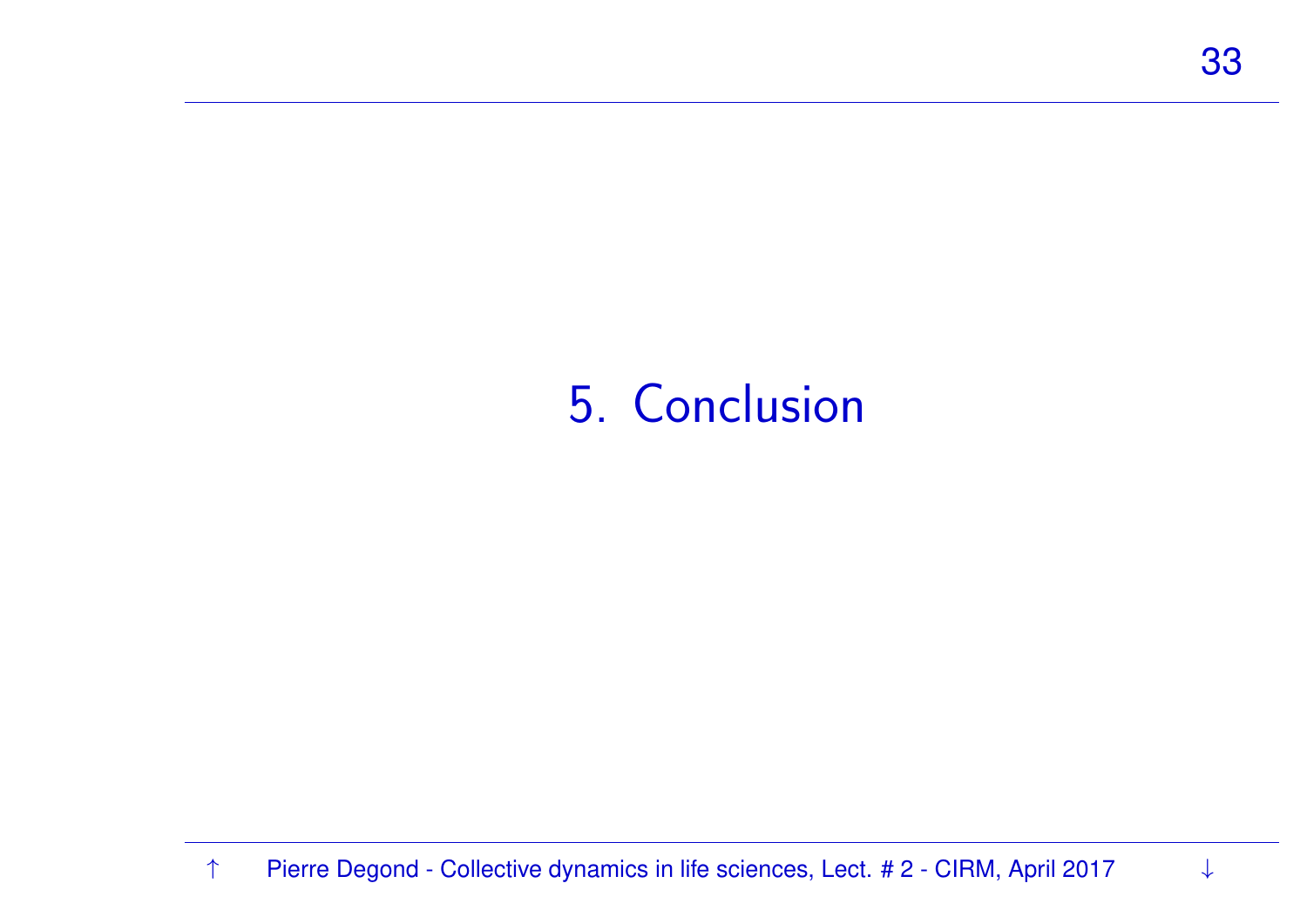# 5. Conclusion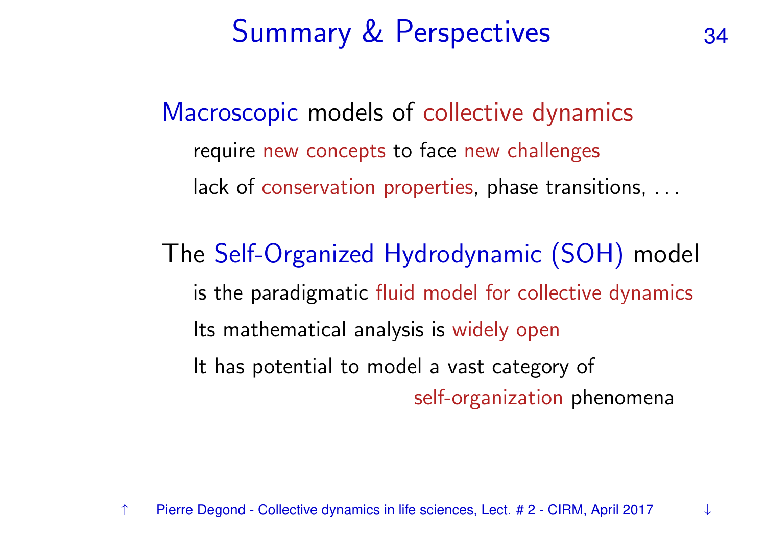# Summary & Perspectives

Macroscopic models of collective dynamics

- require new concepts to face new challenges
- lack of conservation properties, phase transitions, . . .

The Self-Organized Hydrodynamic (SOH) model

- is the paradigmatic fluid model for collective dynamics
- Its mathematical analysis is widely open
- It has potential to model a vast category of self-organization phenomena